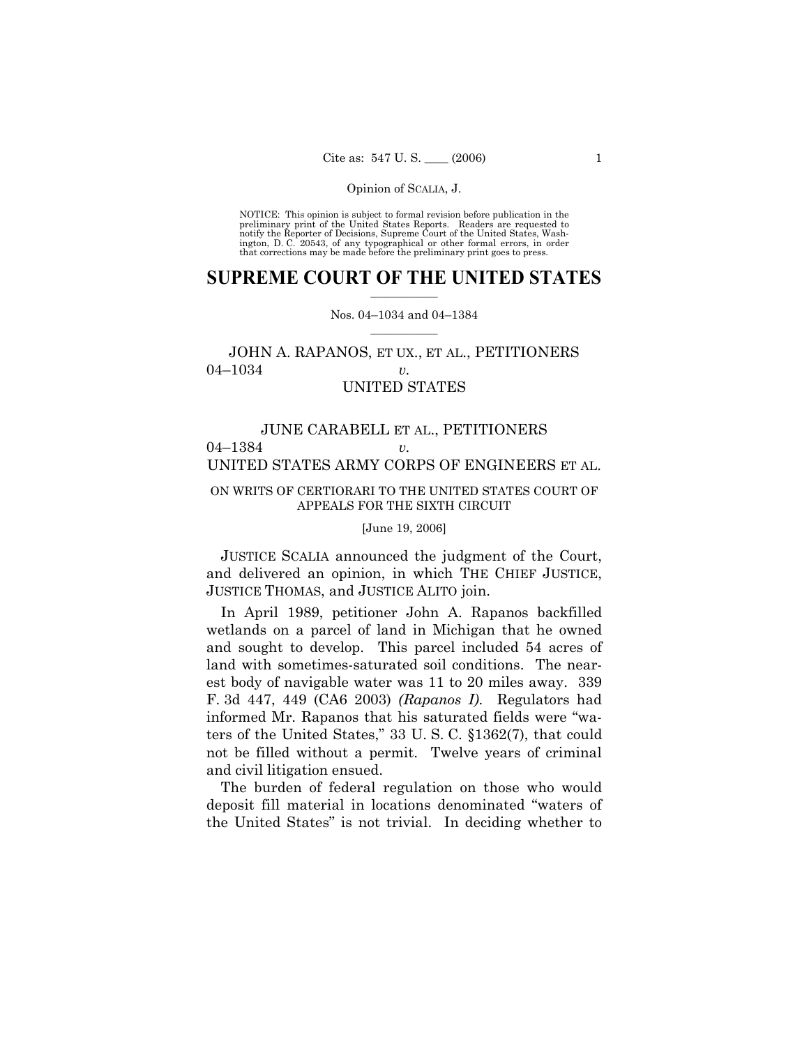NOTICE: This opinion is subject to formal revision before publication in the preliminary print of the United States Reports. Readers are requested to notify the Reporter of Decisions, Supreme Court of the United States, Washington, D. C. 20543, of any typographical or other formal errors, in order that corrections may be made before the preliminary print goes to press.

# SUPREME COURT OF THE UNITED STATES

Nos. 04–1034 and 04–1384

JOHN A. RAPANOS, ET UX., ET AL., PETITIONERS
04–1034 *v.*
UNITED STATES

JUNE CARABELL ET AL., PETITIONERS
04–1384 *v.*
UNITED STATES ARMY CORPS OF ENGINEERS ET AL.

ON WRITS OF CERTIORARI TO THE UNITED STATES COURT OF APPEALS FOR THE SIXTH CIRCUIT

[June 19, 2006]

JUSTICE SCALIA announced the judgment of the Court, and delivered an opinion, in which THE CHIEF JUSTICE, JUSTICE THOMAS, and JUSTICE ALITO join.

In April 1989, petitioner John A. Rapanos backfilled wetlands on a parcel of land in Michigan that he owned and sought to develop. This parcel included 54 acres of land with sometimes-saturated soil conditions. The nearest body of navigable water was 11 to 20 miles away. 339 F. 3d 447, 449 (CA6 2003) *(Rapanos I)*. Regulators had informed Mr. Rapanos that his saturated fields were "waters of the United States," 33 U. S. C. §1362(7), that could not be filled without a permit. Twelve years of criminal and civil litigation ensued.

The burden of federal regulation on those who would deposit fill material in locations denominated "waters of the United States" is not trivial. In deciding whether to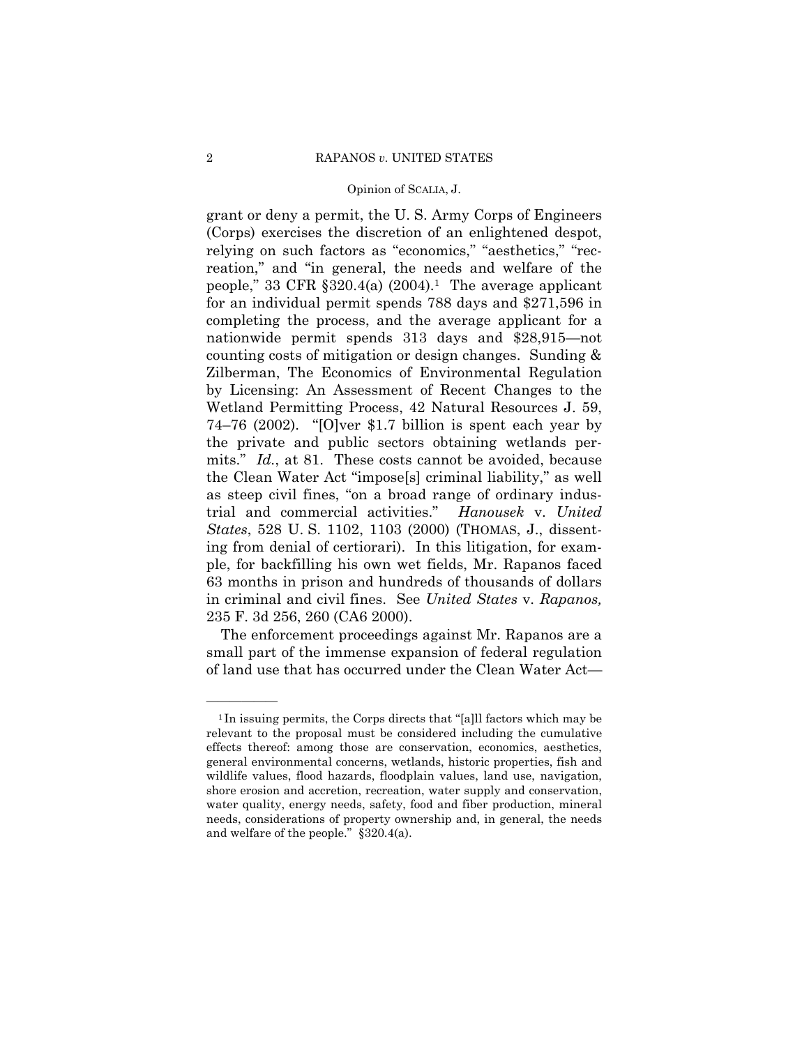grant or deny a permit, the U. S. Army Corps of Engineers (Corps) exercises the discretion of an enlightened despot, relying on such factors as "economics," "aesthetics," "recreation," and "in general, the needs and welfare of the people," 33 CFR §320.4(a) (2004).[1] The average applicant for an individual permit spends 788 days and $271,596 in completing the process, and the average applicant for a nationwide permit spends 313 days and $28,915—not counting costs of mitigation or design changes. Sunding & Zilberman, The Economics of Environmental Regulation by Licensing: An Assessment of Recent Changes to the Wetland Permitting Process, 42 Natural Resources J. 59, 74–76 (2002). "[O]ver $1.7 billion is spent each year by the private and public sectors obtaining wetlands permits." *Id.*, at 81. These costs cannot be avoided, because the Clean Water Act "impose[s] criminal liability," as well as steep civil fines, "on a broad range of ordinary industrial and commercial activities." *Hanousek* v. *United States*, 528 U. S. 1102, 1103 (2000) (THOMAS, J., dissenting from denial of certiorari). In this litigation, for example, for backfilling his own wet fields, Mr. Rapanos faced 63 months in prison and hundreds of thousands of dollars in criminal and civil fines. See *United States* v. *Rapanos,* 235 F. 3d 256, 260 (CA6 2000).

The enforcement proceedings against Mr. Rapanos are a small part of the immense expansion of federal regulation of land use that has occurred under the Clean Water Act—

---

[1] In issuing permits, the Corps directs that "[a]ll factors which may be relevant to the proposal must be considered including the cumulative effects thereof: among those are conservation, economics, aesthetics, general environmental concerns, wetlands, historic properties, fish and wildlife values, flood hazards, floodplain values, land use, navigation, shore erosion and accretion, recreation, water supply and conservation, water quality, energy needs, safety, food and fiber production, mineral needs, considerations of property ownership and, in general, the needs and welfare of the people." §320.4(a).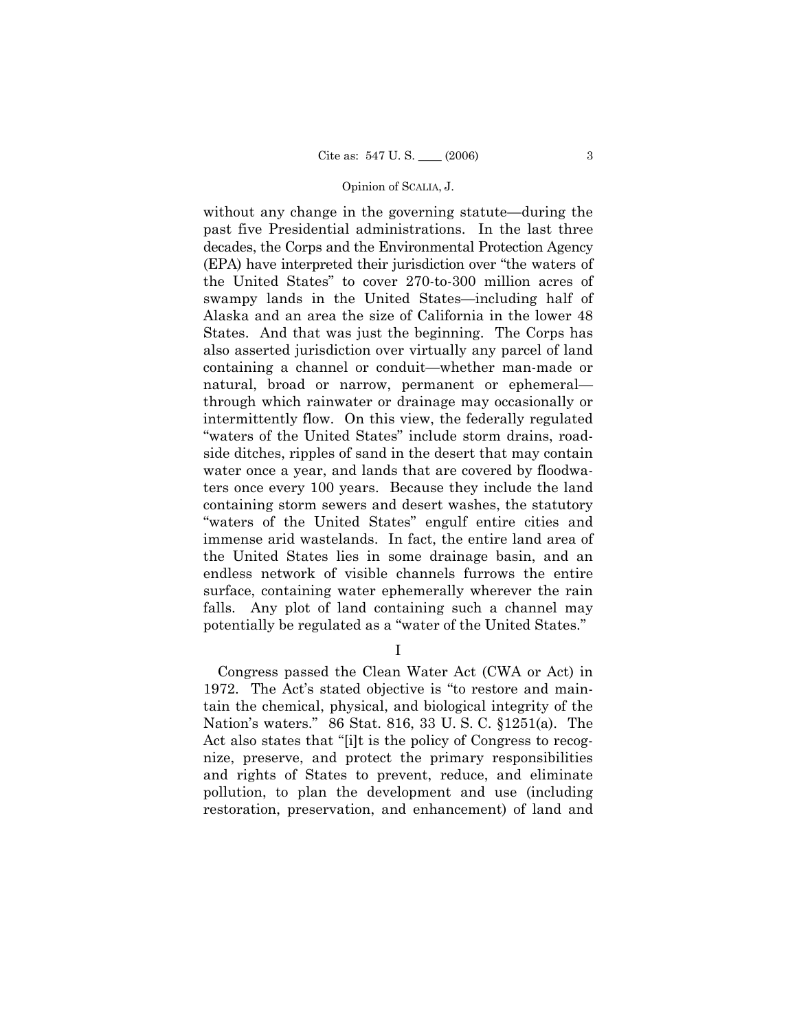without any change in the governing statute—during the past five Presidential administrations. In the last three decades, the Corps and the Environmental Protection Agency (EPA) have interpreted their jurisdiction over "the waters of the United States" to cover 270-to-300 million acres of swampy lands in the United States—including half of Alaska and an area the size of California in the lower 48 States. And that was just the beginning. The Corps has also asserted jurisdiction over virtually any parcel of land containing a channel or conduit—whether man-made or natural, broad or narrow, permanent or ephemeral—through which rainwater or drainage may occasionally or intermittently flow. On this view, the federally regulated "waters of the United States" include storm drains, roadside ditches, ripples of sand in the desert that may contain water once a year, and lands that are covered by floodwaters once every 100 years. Because they include the land containing storm sewers and desert washes, the statutory "waters of the United States" engulf entire cities and immense arid wastelands. In fact, the entire land area of the United States lies in some drainage basin, and an endless network of visible channels furrows the entire surface, containing water ephemerally wherever the rain falls. Any plot of land containing such a channel may potentially be regulated as a "water of the United States."

# I

Congress passed the Clean Water Act (CWA or Act) in 1972. The Act's stated objective is "to restore and maintain the chemical, physical, and biological integrity of the Nation's waters." 86 Stat. 816, 33 U. S. C. §1251(a). The Act also states that "[i]t is the policy of Congress to recognize, preserve, and protect the primary responsibilities and rights of States to prevent, reduce, and eliminate pollution, to plan the development and use (including restoration, preservation, and enhancement) of land and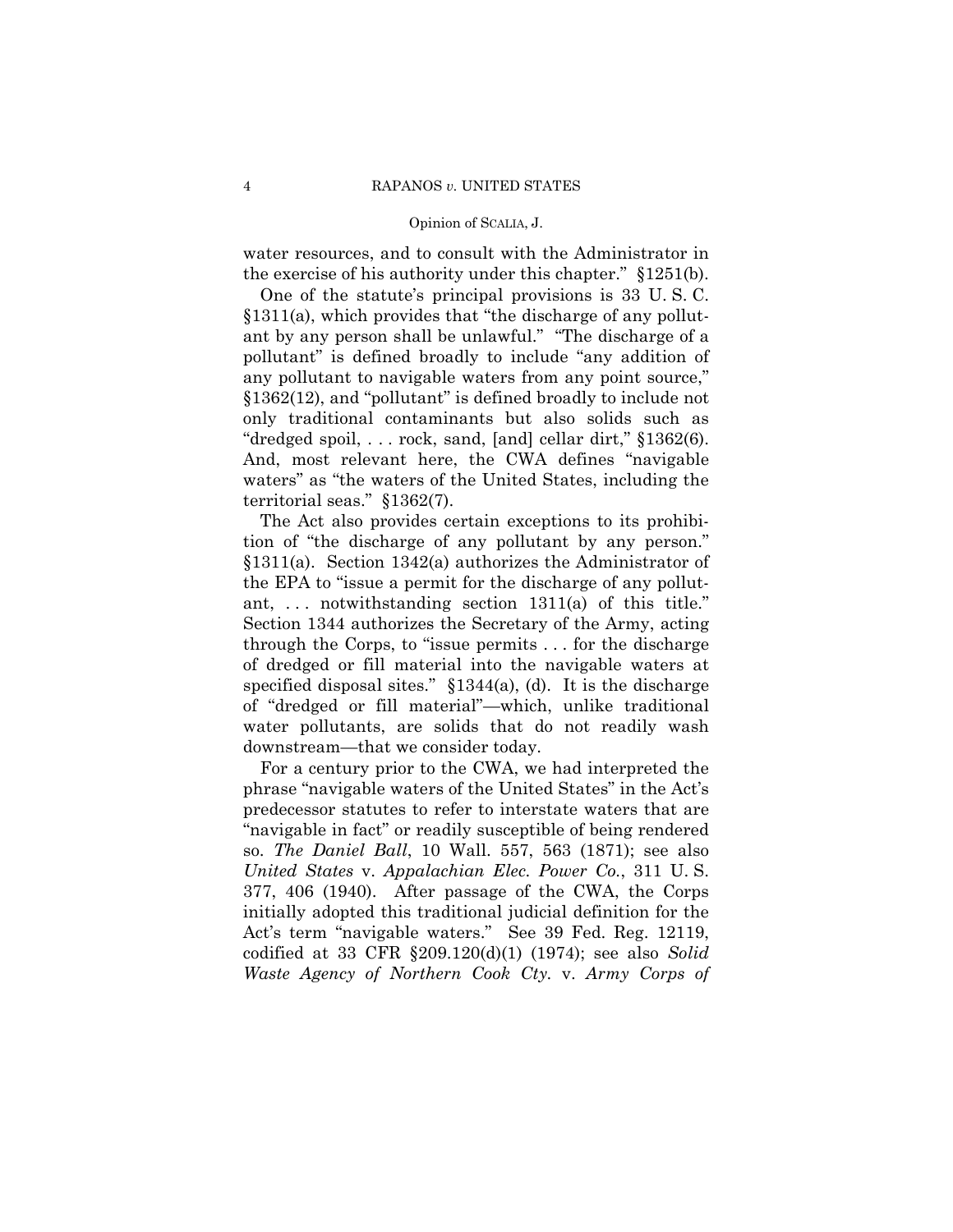water resources, and to consult with the Administrator in the exercise of his authority under this chapter." §1251(b).

One of the statute's principal provisions is 33 U. S. C. §1311(a), which provides that "the discharge of any pollutant by any person shall be unlawful." "The discharge of a pollutant" is defined broadly to include "any addition of any pollutant to navigable waters from any point source," §1362(12), and "pollutant" is defined broadly to include not only traditional contaminants but also solids such as "dredged spoil, . . . rock, sand, [and] cellar dirt," §1362(6). And, most relevant here, the CWA defines "navigable waters" as "the waters of the United States, including the territorial seas." §1362(7).

The Act also provides certain exceptions to its prohibition of "the discharge of any pollutant by any person." §1311(a). Section 1342(a) authorizes the Administrator of the EPA to "issue a permit for the discharge of any pollutant, . . . notwithstanding section 1311(a) of this title." Section 1344 authorizes the Secretary of the Army, acting through the Corps, to "issue permits . . . for the discharge of dredged or fill material into the navigable waters at specified disposal sites." §1344(a), (d). It is the discharge of "dredged or fill material"—which, unlike traditional water pollutants, are solids that do not readily wash downstream—that we consider today.

For a century prior to the CWA, we had interpreted the phrase "navigable waters of the United States" in the Act's predecessor statutes to refer to interstate waters that are "navigable in fact" or readily susceptible of being rendered so. *The Daniel Ball*, 10 Wall. 557, 563 (1871); see also *United States* v. *Appalachian Elec. Power Co.*, 311 U. S. 377, 406 (1940). After passage of the CWA, the Corps initially adopted this traditional judicial definition for the Act's term "navigable waters." See 39 Fed. Reg. 12119, codified at 33 CFR §209.120(d)(1) (1974); see also *Solid Waste Agency of Northern Cook Cty.* v. *Army Corps of*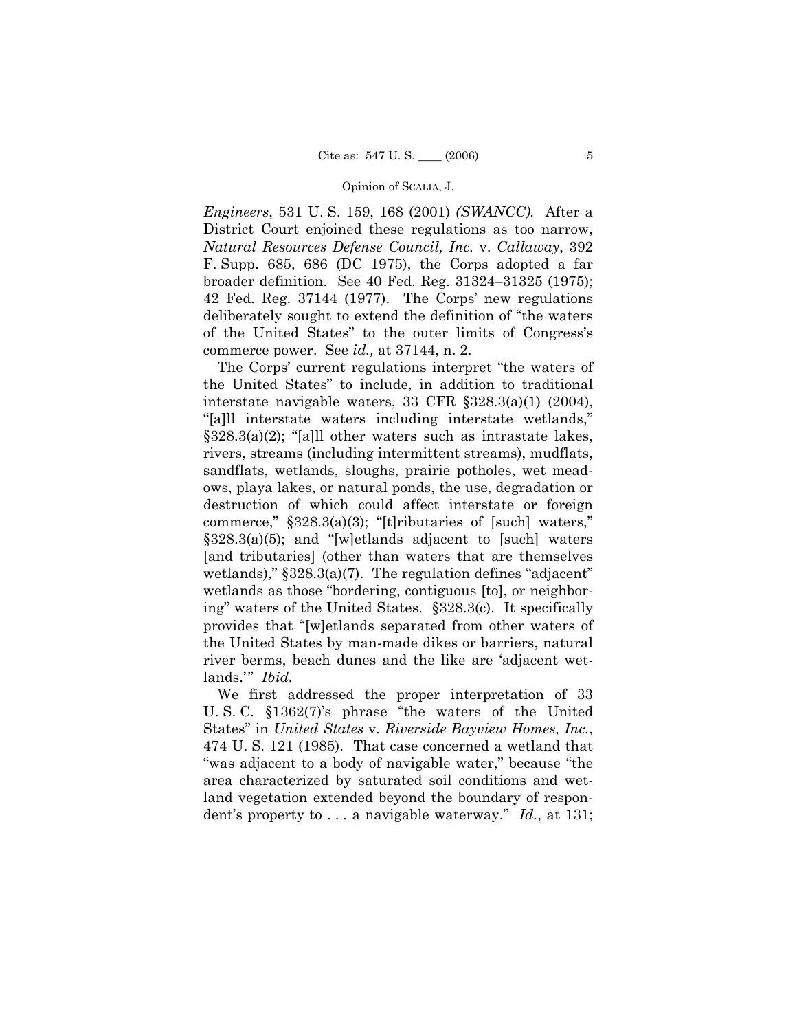*Engineers*, 531 U. S. 159, 168 (2001) *(SWANCC)*. After a District Court enjoined these regulations as too narrow, *Natural Resources Defense Council, Inc.* v. *Callaway*, 392 F. Supp. 685, 686 (DC 1975), the Corps adopted a far broader definition. See 40 Fed. Reg. 31324–31325 (1975); 42 Fed. Reg. 37144 (1977). The Corps' new regulations deliberately sought to extend the definition of "the waters of the United States" to the outer limits of Congress's commerce power. See *id.,* at 37144, n. 2.

The Corps' current regulations interpret "the waters of the United States" to include, in addition to traditional interstate navigable waters, 33 CFR §328.3(a)(1) (2004), "[a]ll interstate waters including interstate wetlands," §328.3(a)(2); "[a]ll other waters such as intrastate lakes, rivers, streams (including intermittent streams), mudflats, sandflats, wetlands, sloughs, prairie potholes, wet meadows, playa lakes, or natural ponds, the use, degradation or destruction of which could affect interstate or foreign commerce," §328.3(a)(3); "[t]ributaries of [such] waters," §328.3(a)(5); and "[w]etlands adjacent to [such] waters [and tributaries] (other than waters that are themselves wetlands)," §328.3(a)(7). The regulation defines "adjacent" wetlands as those "bordering, contiguous [to], or neighboring" waters of the United States. §328.3(c). It specifically provides that "[w]etlands separated from other waters of the United States by man-made dikes or barriers, natural river berms, beach dunes and the like are 'adjacent wetlands.'" *Ibid.*

We first addressed the proper interpretation of 33 U. S. C. §1362(7)'s phrase "the waters of the United States" in *United States* v. *Riverside Bayview Homes, Inc.*, 474 U. S. 121 (1985). That case concerned a wetland that "was adjacent to a body of navigable water," because "the area characterized by saturated soil conditions and wetland vegetation extended beyond the boundary of respondent's property to . . . a navigable waterway." *Id.*, at 131;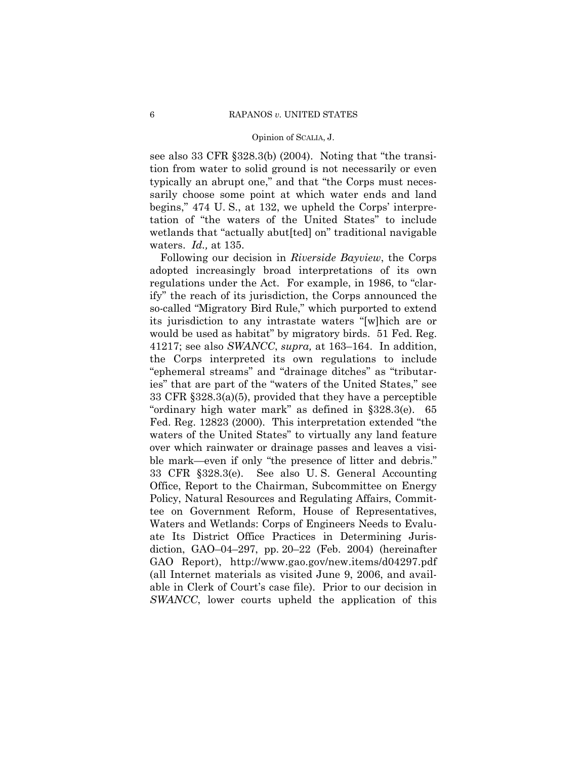see also 33 CFR §328.3(b) (2004). Noting that "the transition from water to solid ground is not necessarily or even typically an abrupt one," and that "the Corps must necessarily choose some point at which water ends and land begins," 474 U. S., at 132, we upheld the Corps' interpretation of "the waters of the United States" to include wetlands that "actually abut[ted] on" traditional navigable waters. *Id.,* at 135.

Following our decision in *Riverside Bayview*, the Corps adopted increasingly broad interpretations of its own regulations under the Act. For example, in 1986, to "clarify" the reach of its jurisdiction, the Corps announced the so-called "Migratory Bird Rule," which purported to extend its jurisdiction to any intrastate waters "[w]hich are or would be used as habitat" by migratory birds. 51 Fed. Reg. 41217; see also *SWANCC*, *supra,* at 163–164. In addition, the Corps interpreted its own regulations to include "ephemeral streams" and "drainage ditches" as "tributaries" that are part of the "waters of the United States," see 33 CFR §328.3(a)(5), provided that they have a perceptible "ordinary high water mark" as defined in §328.3(e). 65 Fed. Reg. 12823 (2000). This interpretation extended "the waters of the United States" to virtually any land feature over which rainwater or drainage passes and leaves a visible mark—even if only "the presence of litter and debris." 33 CFR §328.3(e). See also U. S. General Accounting Office, Report to the Chairman, Subcommittee on Energy Policy, Natural Resources and Regulating Affairs, Committee on Government Reform, House of Representatives, Waters and Wetlands: Corps of Engineers Needs to Evaluate Its District Office Practices in Determining Jurisdiction, GAO–04–297, pp. 20–22 (Feb. 2004) (hereinafter GAO Report), http://www.gao.gov/new.items/d04297.pdf (all Internet materials as visited June 9, 2006, and available in Clerk of Court's case file). Prior to our decision in *SWANCC*, lower courts upheld the application of this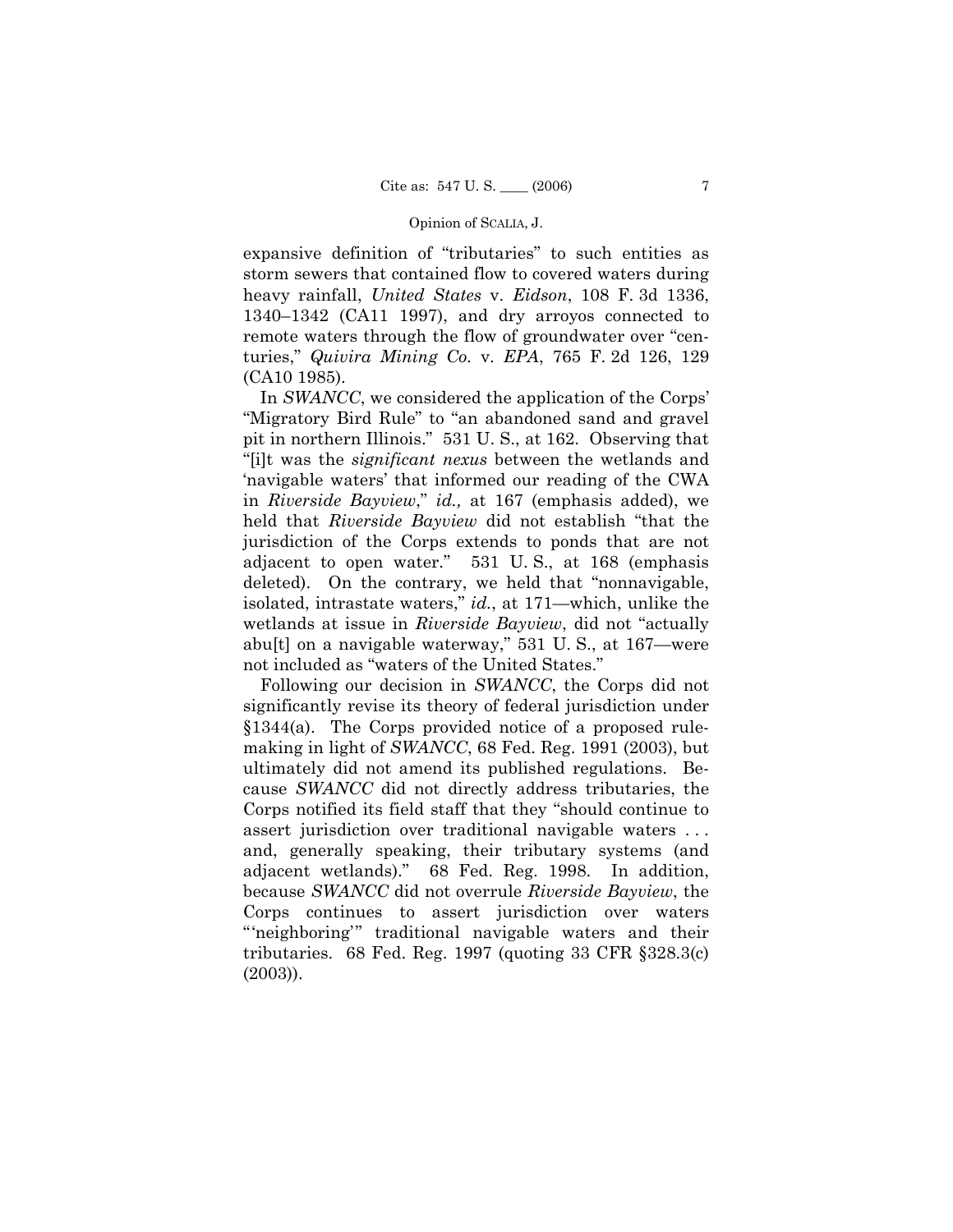expansive definition of "tributaries" to such entities as storm sewers that contained flow to covered waters during heavy rainfall, *United States* v. *Eidson*, 108 F. 3d 1336, 1340–1342 (CA11 1997), and dry arroyos connected to remote waters through the flow of groundwater over "centuries," *Quivira Mining Co.* v. *EPA*, 765 F. 2d 126, 129 (CA10 1985).

In *SWANCC*, we considered the application of the Corps' "Migratory Bird Rule" to "an abandoned sand and gravel pit in northern Illinois." 531 U. S., at 162. Observing that "[i]t was the *significant nexus* between the wetlands and 'navigable waters' that informed our reading of the CWA in *Riverside Bayview*," *id.,* at 167 (emphasis added), we held that *Riverside Bayview* did not establish "that the jurisdiction of the Corps extends to ponds that are not adjacent to open water." 531 U. S., at 168 (emphasis deleted). On the contrary, we held that "nonnavigable, isolated, intrastate waters," *id.*, at 171—which, unlike the wetlands at issue in *Riverside Bayview*, did not "actually abu[t] on a navigable waterway," 531 U. S., at 167—were not included as "waters of the United States."

Following our decision in *SWANCC*, the Corps did not significantly revise its theory of federal jurisdiction under §1344(a). The Corps provided notice of a proposed rulemaking in light of *SWANCC*, 68 Fed. Reg. 1991 (2003), but ultimately did not amend its published regulations. Because *SWANCC* did not directly address tributaries, the Corps notified its field staff that they "should continue to assert jurisdiction over traditional navigable waters . . . and, generally speaking, their tributary systems (and adjacent wetlands)." 68 Fed. Reg. 1998. In addition, because *SWANCC* did not overrule *Riverside Bayview*, the Corps continues to assert jurisdiction over waters "'neighboring'" traditional navigable waters and their tributaries. 68 Fed. Reg. 1997 (quoting 33 CFR §328.3(c) (2003)).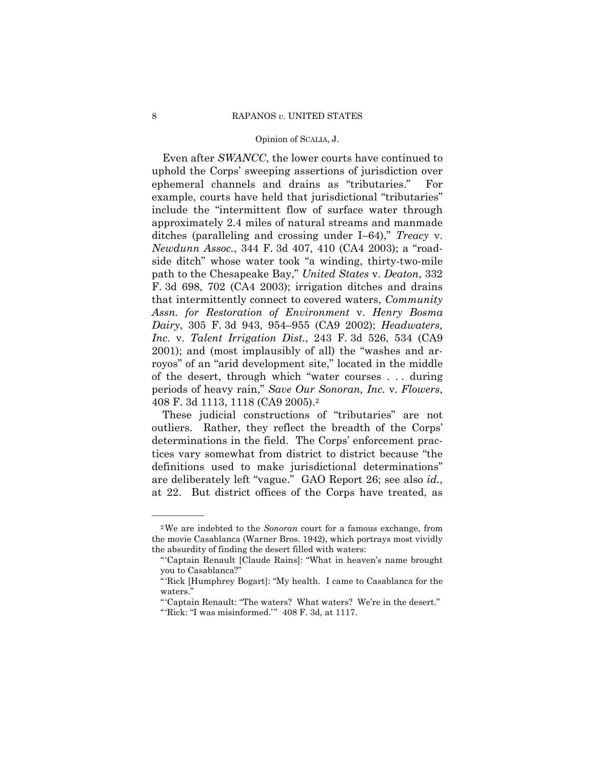Even after *SWANCC*, the lower courts have continued to uphold the Corps' sweeping assertions of jurisdiction over ephemeral channels and drains as "tributaries." For example, courts have held that jurisdictional "tributaries" include the "intermittent flow of surface water through approximately 2.4 miles of natural streams and manmade ditches (paralleling and crossing under I–64)," *Treacy* v. *Newdunn Assoc.*, 344 F. 3d 407, 410 (CA4 2003); a "roadside ditch" whose water took "a winding, thirty-two-mile path to the Chesapeake Bay," *United States* v. *Deaton*, 332 F. 3d 698, 702 (CA4 2003); irrigation ditches and drains that intermittently connect to covered waters, *Community Assn. for Restoration of Environment* v. *Henry Bosma Dairy*, 305 F. 3d 943, 954–955 (CA9 2002); *Headwaters, Inc.* v. *Talent Irrigation Dist.*, 243 F. 3d 526, 534 (CA9 2001); and (most implausibly of all) the "washes and arroyos" of an "arid development site," located in the middle of the desert, through which "water courses . . . during periods of heavy rain," *Save Our Sonoran, Inc.* v. *Flowers*, 408 F. 3d 1113, 1118 (CA9 2005).[2]

These judicial constructions of "tributaries" are not outliers. Rather, they reflect the breadth of the Corps' determinations in the field. The Corps' enforcement practices vary somewhat from district to district because "the definitions used to make jurisdictional determinations" are deliberately left "vague." GAO Report 26; see also *id.*, at 22. But district offices of the Corps have treated, as

---

[2] We are indebted to the *Sonoran* court for a famous exchange, from the movie Casablanca (Warner Bros. 1942), which portrays most vividly the absurdity of finding the desert filled with waters:

"'Captain Renault [Claude Rains]: "What in heaven's name brought you to Casablanca?"

"'Rick [Humphrey Bogart]: "My health. I came to Casablanca for the waters."

"'Captain Renault: "The waters? What waters? We're in the desert."

"'Rick: "I was misinformed.'" 408 F. 3d, at 1117.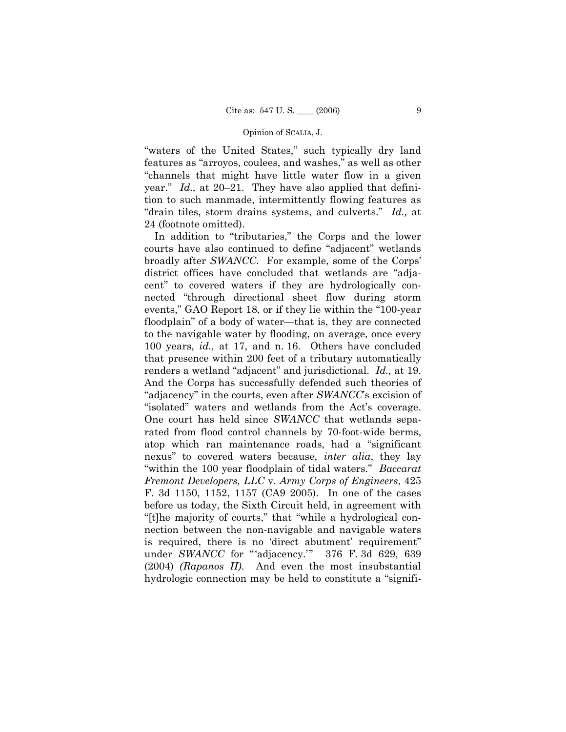"waters of the United States," such typically dry land features as "arroyos, coulees, and washes," as well as other "channels that might have little water flow in a given year." *Id.,* at 20–21. They have also applied that definition to such manmade, intermittently flowing features as "drain tiles, storm drains systems, and culverts." *Id.,* at 24 (footnote omitted).

In addition to "tributaries," the Corps and the lower courts have also continued to define "adjacent" wetlands broadly after *SWANCC*. For example, some of the Corps' district offices have concluded that wetlands are "adjacent" to covered waters if they are hydrologically connected "through directional sheet flow during storm events," GAO Report 18, or if they lie within the "100-year floodplain" of a body of water—that is, they are connected to the navigable water by flooding, on average, once every 100 years, *id.,* at 17, and n. 16. Others have concluded that presence within 200 feet of a tributary automatically renders a wetland "adjacent" and jurisdictional. *Id.,* at 19. And the Corps has successfully defended such theories of "adjacency" in the courts, even after *SWANCC*'s excision of "isolated" waters and wetlands from the Act's coverage. One court has held since *SWANCC* that wetlands separated from flood control channels by 70-foot-wide berms, atop which ran maintenance roads, had a "significant nexus" to covered waters because, *inter alia*, they lay "within the 100 year floodplain of tidal waters." *Baccarat Fremont Developers, LLC* v. *Army Corps of Engineers*, 425 F. 3d 1150, 1152, 1157 (CA9 2005). In one of the cases before us today, the Sixth Circuit held, in agreement with "[t]he majority of courts," that "while a hydrological connection between the non-navigable and navigable waters is required, there is no 'direct abutment' requirement" under *SWANCC* for "'adjacency.'" 376 F. 3d 629, 639 (2004) *(Rapanos II)*. And even the most insubstantial hydrologic connection may be held to constitute a "signifi-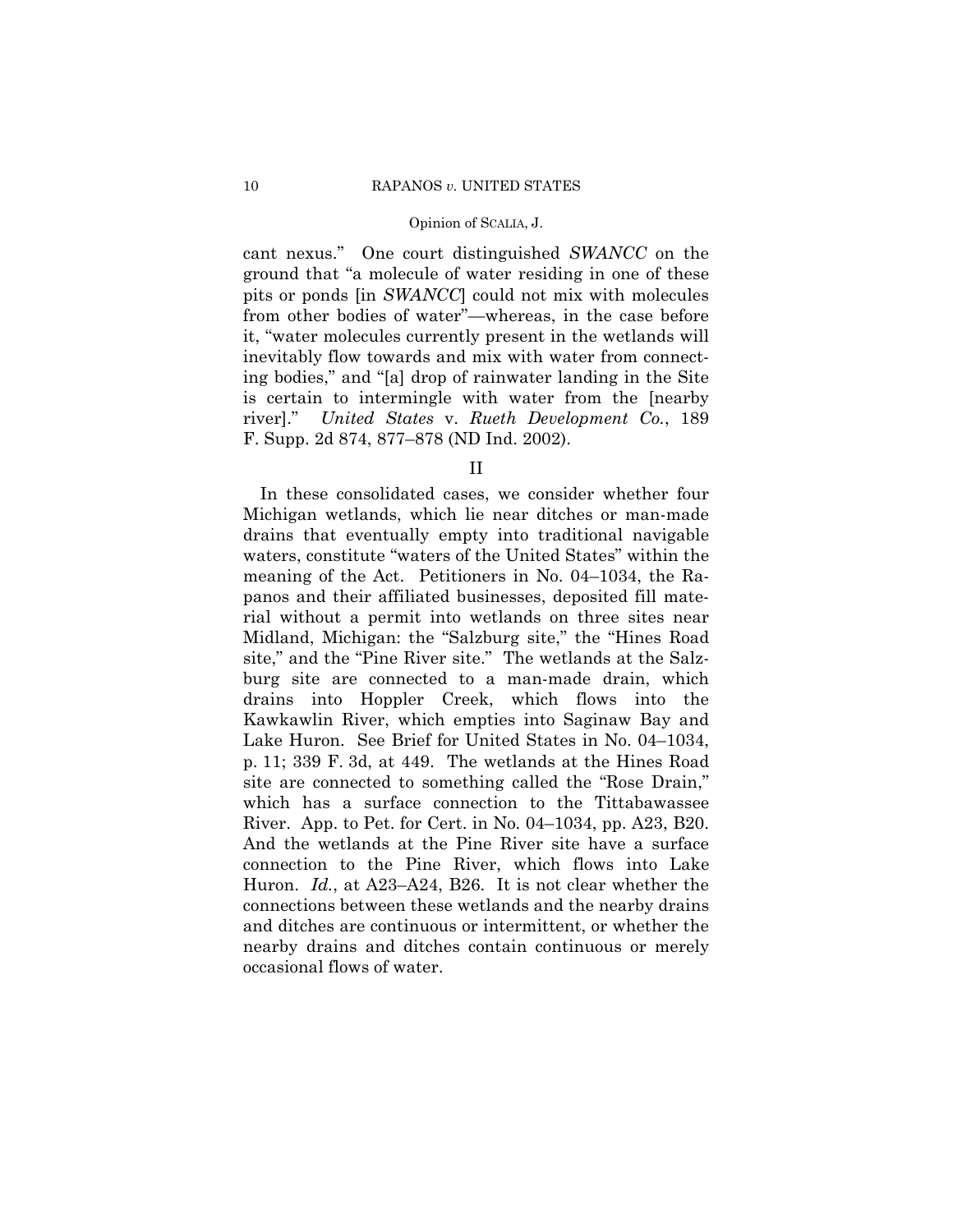cant nexus." One court distinguished *SWANCC* on the ground that "a molecule of water residing in one of these pits or ponds [in *SWANCC*] could not mix with molecules from other bodies of water"—whereas, in the case before it, "water molecules currently present in the wetlands will inevitably flow towards and mix with water from connecting bodies," and "[a] drop of rainwater landing in the Site is certain to intermingle with water from the [nearby river]." *United States* v. *Rueth Development Co.*, 189 F. Supp. 2d 874, 877–878 (ND Ind. 2002).

## II

In these consolidated cases, we consider whether four Michigan wetlands, which lie near ditches or man-made drains that eventually empty into traditional navigable waters, constitute "waters of the United States" within the meaning of the Act. Petitioners in No. 04–1034, the Rapanos and their affiliated businesses, deposited fill material without a permit into wetlands on three sites near Midland, Michigan: the "Salzburg site," the "Hines Road site," and the "Pine River site." The wetlands at the Salzburg site are connected to a man-made drain, which drains into Hoppler Creek, which flows into the Kawkawlin River, which empties into Saginaw Bay and Lake Huron. See Brief for United States in No. 04–1034, p. 11; 339 F. 3d, at 449. The wetlands at the Hines Road site are connected to something called the "Rose Drain," which has a surface connection to the Tittabawassee River. App. to Pet. for Cert. in No. 04–1034, pp. A23, B20. And the wetlands at the Pine River site have a surface connection to the Pine River, which flows into Lake Huron. *Id.*, at A23–A24, B26. It is not clear whether the connections between these wetlands and the nearby drains and ditches are continuous or intermittent, or whether the nearby drains and ditches contain continuous or merely occasional flows of water.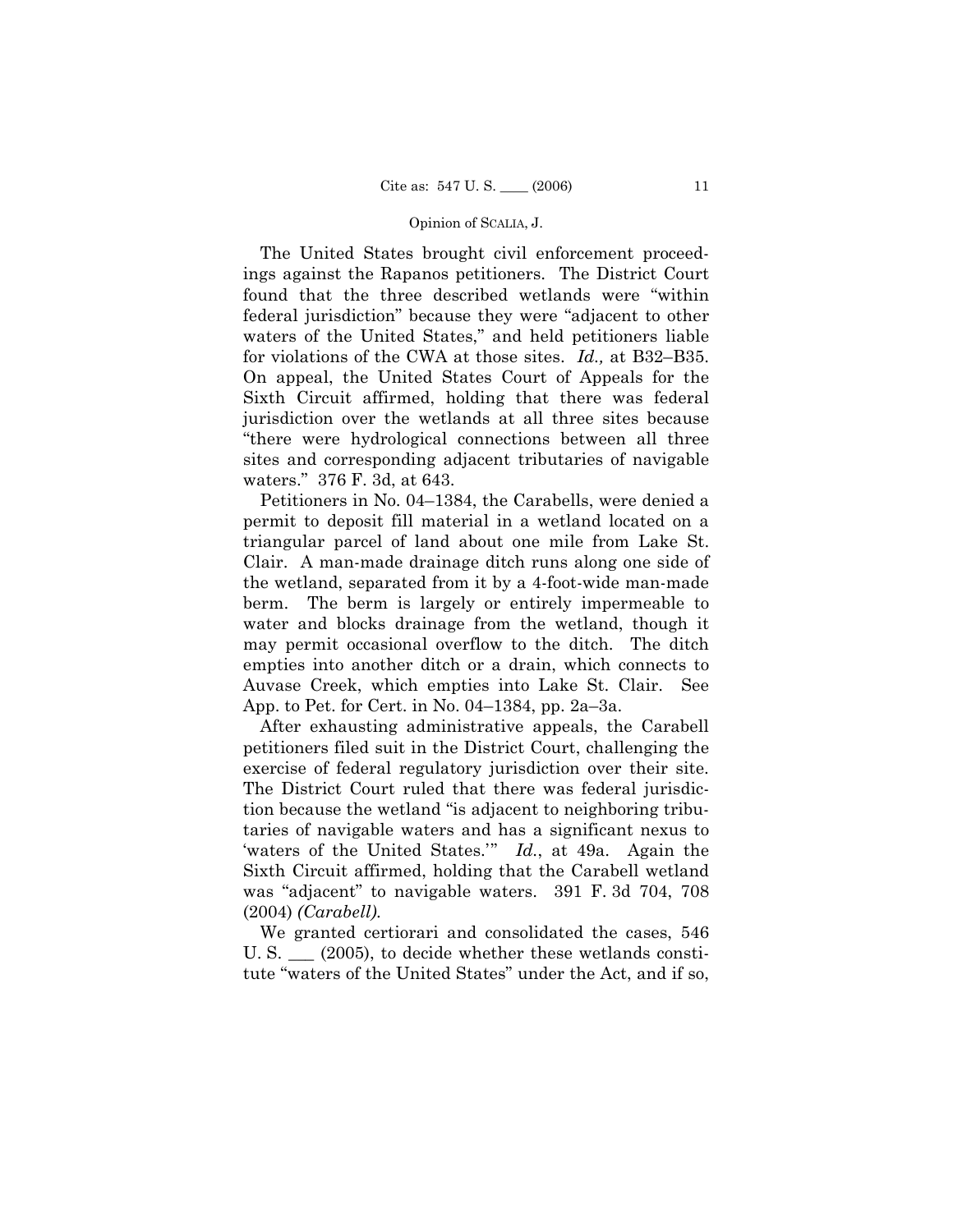The United States brought civil enforcement proceedings against the Rapanos petitioners. The District Court found that the three described wetlands were "within federal jurisdiction" because they were "adjacent to other waters of the United States," and held petitioners liable for violations of the CWA at those sites. *Id.,* at B32–B35. On appeal, the United States Court of Appeals for the Sixth Circuit affirmed, holding that there was federal jurisdiction over the wetlands at all three sites because "there were hydrological connections between all three sites and corresponding adjacent tributaries of navigable waters." 376 F. 3d, at 643.

Petitioners in No. 04–1384, the Carabells, were denied a permit to deposit fill material in a wetland located on a triangular parcel of land about one mile from Lake St. Clair. A man-made drainage ditch runs along one side of the wetland, separated from it by a 4-foot-wide man-made berm. The berm is largely or entirely impermeable to water and blocks drainage from the wetland, though it may permit occasional overflow to the ditch. The ditch empties into another ditch or a drain, which connects to Auvase Creek, which empties into Lake St. Clair. See App. to Pet. for Cert. in No. 04–1384, pp. 2a–3a.

After exhausting administrative appeals, the Carabell petitioners filed suit in the District Court, challenging the exercise of federal regulatory jurisdiction over their site. The District Court ruled that there was federal jurisdiction because the wetland "is adjacent to neighboring tributaries of navigable waters and has a significant nexus to 'waters of the United States.'" *Id.*, at 49a. Again the Sixth Circuit affirmed, holding that the Carabell wetland was "adjacent" to navigable waters. 391 F. 3d 704, 708 (2004) *(Carabell).*

We granted certiorari and consolidated the cases, 546 U. S. ___ (2005), to decide whether these wetlands constitute "waters of the United States" under the Act, and if so,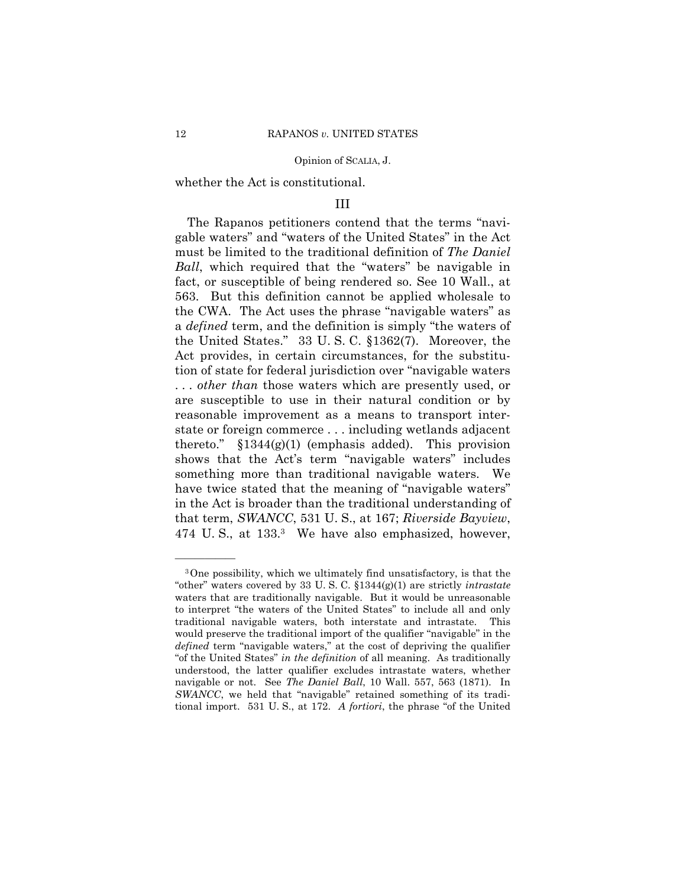whether the Act is constitutional.

### III

The Rapanos petitioners contend that the terms "navigable waters" and "waters of the United States" in the Act must be limited to the traditional definition of *The Daniel Ball*, which required that the "waters" be navigable in fact, or susceptible of being rendered so. See 10 Wall., at 563. But this definition cannot be applied wholesale to the CWA. The Act uses the phrase "navigable waters" as a *defined* term, and the definition is simply "the waters of the United States." 33 U. S. C. §1362(7). Moreover, the Act provides, in certain circumstances, for the substitution of state for federal jurisdiction over "navigable waters . . . *other than* those waters which are presently used, or are susceptible to use in their natural condition or by reasonable improvement as a means to transport interstate or foreign commerce . . . including wetlands adjacent thereto." §1344(g)(1) (emphasis added). This provision shows that the Act's term "navigable waters" includes something more than traditional navigable waters. We have twice stated that the meaning of "navigable waters" in the Act is broader than the traditional understanding of that term, *SWANCC*, 531 U. S., at 167; *Riverside Bayview*, 474 U. S., at 133.[3] We have also emphasized, however,

---

[3] One possibility, which we ultimately find unsatisfactory, is that the "other" waters covered by 33 U. S. C. §1344(g)(1) are strictly *intrastate* waters that are traditionally navigable. But it would be unreasonable to interpret "the waters of the United States" to include all and only traditional navigable waters, both interstate and intrastate. This would preserve the traditional import of the qualifier "navigable" in the *defined* term "navigable waters," at the cost of depriving the qualifier "of the United States" *in the definition* of all meaning. As traditionally understood, the latter qualifier excludes intrastate waters, whether navigable or not. See *The Daniel Ball*, 10 Wall. 557, 563 (1871). In *SWANCC*, we held that "navigable" retained something of its traditional import. 531 U. S., at 172. *A fortiori*, the phrase "of the United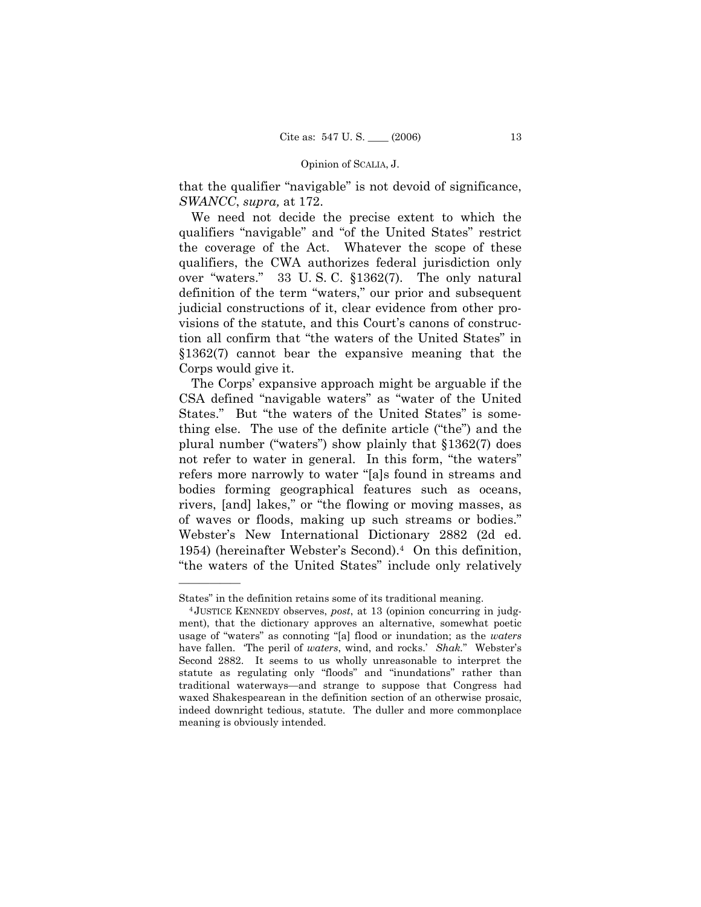that the qualifier "navigable" is not devoid of significance, *SWANCC*, *supra,* at 172.

We need not decide the precise extent to which the qualifiers "navigable" and "of the United States" restrict the coverage of the Act. Whatever the scope of these qualifiers, the CWA authorizes federal jurisdiction only over "waters." 33 U. S. C. §1362(7). The only natural definition of the term "waters," our prior and subsequent judicial constructions of it, clear evidence from other provisions of the statute, and this Court's canons of construction all confirm that "the waters of the United States" in §1362(7) cannot bear the expansive meaning that the Corps would give it.

The Corps' expansive approach might be arguable if the CSA defined "navigable waters" as "water of the United States." But "the waters of the United States" is something else. The use of the definite article ("the") and the plural number ("waters") show plainly that §1362(7) does not refer to water in general. In this form, "the waters" refers more narrowly to water "[a]s found in streams and bodies forming geographical features such as oceans, rivers, [and] lakes," or "the flowing or moving masses, as of waves or floods, making up such streams or bodies." Webster's New International Dictionary 2882 (2d ed. 1954) (hereinafter Webster's Second).[4] On this definition, "the waters of the United States" include only relatively

---

States" in the definition retains some of its traditional meaning.

[4] JUSTICE KENNEDY observes, *post*, at 13 (opinion concurring in judgment), that the dictionary approves an alternative, somewhat poetic usage of "waters" as connoting "[a] flood or inundation; as the *waters* have fallen. 'The peril of *waters*, wind, and rocks.' *Shak*." Webster's Second 2882. It seems to us wholly unreasonable to interpret the statute as regulating only "floods" and "inundations" rather than traditional waterways—and strange to suppose that Congress had waxed Shakespearean in the definition section of an otherwise prosaic, indeed downright tedious, statute. The duller and more commonplace meaning is obviously intended.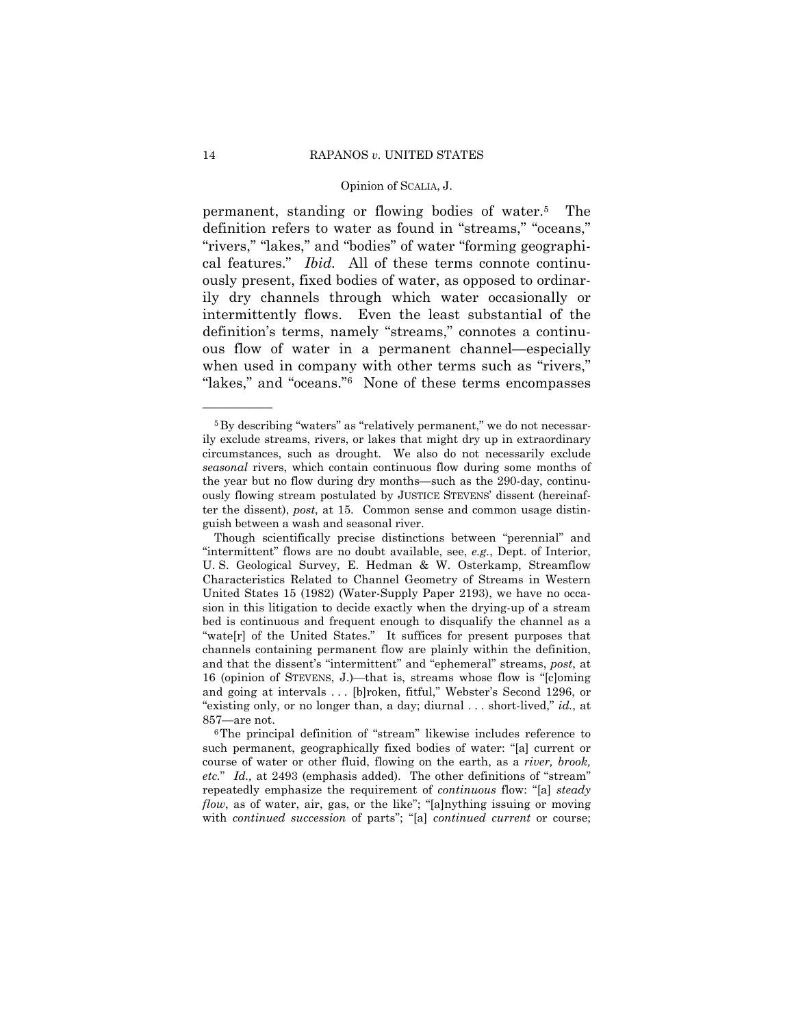permanent, standing or flowing bodies of water.[5] The definition refers to water as found in "streams," "oceans," "rivers," "lakes," and "bodies" of water "forming geographical features." *Ibid.* All of these terms connote continuously present, fixed bodies of water, as opposed to ordinarily dry channels through which water occasionally or intermittently flows. Even the least substantial of the definition's terms, namely "streams," connotes a continuous flow of water in a permanent channel—especially when used in company with other terms such as "rivers," "lakes," and "oceans."[6] None of these terms encompasses

---

[5] By describing "waters" as "relatively permanent," we do not necessarily exclude streams, rivers, or lakes that might dry up in extraordinary circumstances, such as drought. We also do not necessarily exclude *seasonal* rivers, which contain continuous flow during some months of the year but no flow during dry months—such as the 290-day, continuously flowing stream postulated by JUSTICE STEVENS' dissent (hereinafter the dissent), *post*, at 15. Common sense and common usage distinguish between a wash and seasonal river.

Though scientifically precise distinctions between "perennial" and "intermittent" flows are no doubt available, see, *e.g.*, Dept. of Interior, U. S. Geological Survey, E. Hedman & W. Osterkamp, Streamflow Characteristics Related to Channel Geometry of Streams in Western United States 15 (1982) (Water-Supply Paper 2193), we have no occasion in this litigation to decide exactly when the drying-up of a stream bed is continuous and frequent enough to disqualify the channel as a "wate[r] of the United States." It suffices for present purposes that channels containing permanent flow are plainly within the definition, and that the dissent's "intermittent" and "ephemeral" streams, *post*, at 16 (opinion of STEVENS, J.)—that is, streams whose flow is "[c]oming and going at intervals . . . [b]roken, fitful," Webster's Second 1296, or "existing only, or no longer than, a day; diurnal . . . short-lived," *id.*, at 857—are not.

[6] The principal definition of "stream" likewise includes reference to such permanent, geographically fixed bodies of water: "[a] current or course of water or other fluid, flowing on the earth, as a *river, brook, etc.*" *Id.,* at 2493 (emphasis added). The other definitions of "stream" repeatedly emphasize the requirement of *continuous* flow: "[a] *steady flow*, as of water, air, gas, or the like"; "[a]nything issuing or moving with *continued succession* of parts"; "[a] *continued current* or course;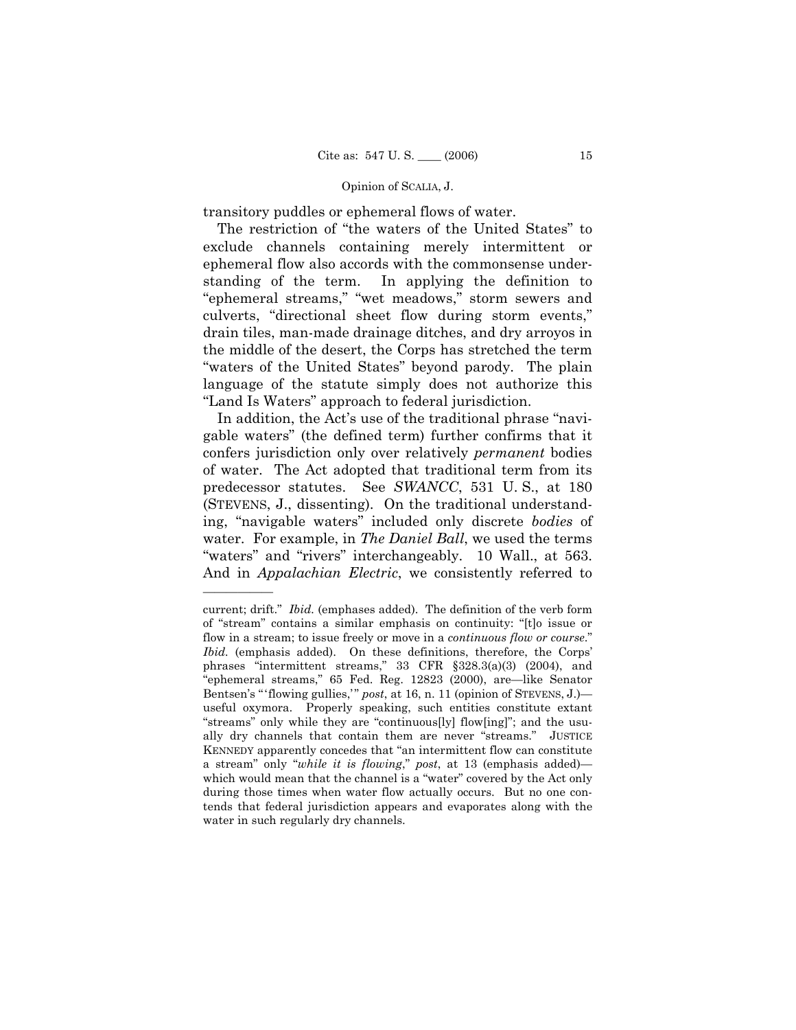transitory puddles or ephemeral flows of water.

The restriction of "the waters of the United States" to exclude channels containing merely intermittent or ephemeral flow also accords with the commonsense understanding of the term. In applying the definition to "ephemeral streams," "wet meadows," storm sewers and culverts, "directional sheet flow during storm events," drain tiles, man-made drainage ditches, and dry arroyos in the middle of the desert, the Corps has stretched the term "waters of the United States" beyond parody. The plain language of the statute simply does not authorize this "Land Is Waters" approach to federal jurisdiction.

In addition, the Act's use of the traditional phrase "navigable waters" (the defined term) further confirms that it confers jurisdiction only over relatively *permanent* bodies of water. The Act adopted that traditional term from its predecessor statutes. See *SWANCC*, 531 U. S., at 180 (STEVENS, J., dissenting). On the traditional understanding, "navigable waters" included only discrete *bodies* of water. For example, in *The Daniel Ball*, we used the terms "waters" and "rivers" interchangeably. 10 Wall., at 563. And in *Appalachian Electric*, we consistently referred to

---

current; drift." *Ibid.* (emphases added). The definition of the verb form of "stream" contains a similar emphasis on continuity: "[t]o issue or flow in a stream; to issue freely or move in a *continuous flow or course*." *Ibid.* (emphasis added). On these definitions, therefore, the Corps' phrases "intermittent streams," 33 CFR §328.3(a)(3) (2004), and "ephemeral streams," 65 Fed. Reg. 12823 (2000), are—like Senator Bentsen's "'flowing gullies,'" *post*, at 16, n. 11 (opinion of STEVENS, J.)—useful oxymora. Properly speaking, such entities constitute extant "streams" only while they are "continuous[ly] flow[ing]"; and the usually dry channels that contain them are never "streams." JUSTICE KENNEDY apparently concedes that "an intermittent flow can constitute a stream" only "*while it is flowing*," *post*, at 13 (emphasis added)—which would mean that the channel is a "water" covered by the Act only during those times when water flow actually occurs. But no one contends that federal jurisdiction appears and evaporates along with the water in such regularly dry channels.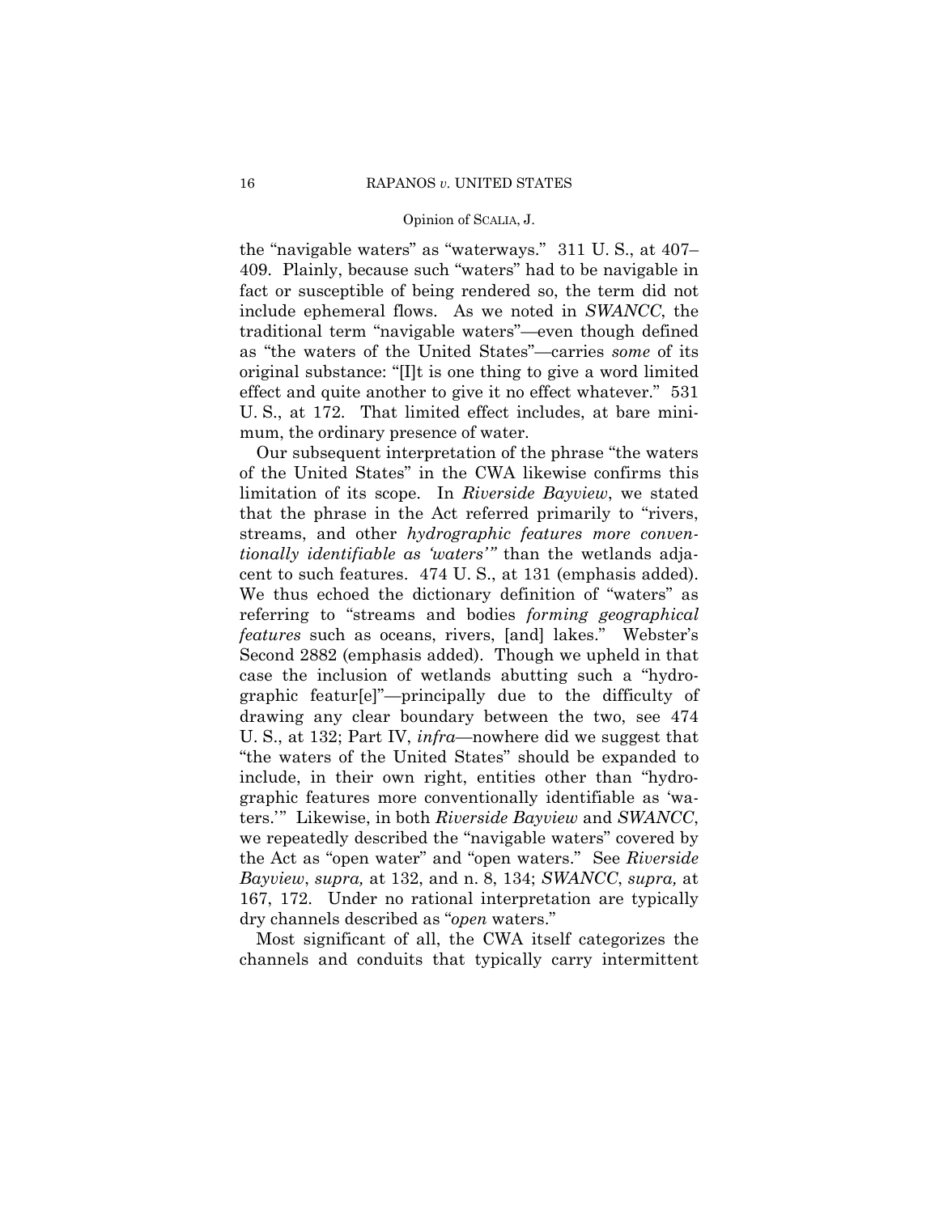the "navigable waters" as "waterways." 311 U. S., at 407–409. Plainly, because such "waters" had to be navigable in fact or susceptible of being rendered so, the term did not include ephemeral flows. As we noted in *SWANCC*, the traditional term "navigable waters"—even though defined as "the waters of the United States"—carries *some* of its original substance: "[I]t is one thing to give a word limited effect and quite another to give it no effect whatever." 531 U. S., at 172. That limited effect includes, at bare minimum, the ordinary presence of water.

Our subsequent interpretation of the phrase "the waters of the United States" in the CWA likewise confirms this limitation of its scope. In *Riverside Bayview*, we stated that the phrase in the Act referred primarily to "rivers, streams, and other *hydrographic features more conventionally identifiable as 'waters'*" than the wetlands adjacent to such features. 474 U. S., at 131 (emphasis added). We thus echoed the dictionary definition of "waters" as referring to "streams and bodies *forming geographical features* such as oceans, rivers, [and] lakes." Webster's Second 2882 (emphasis added). Though we upheld in that case the inclusion of wetlands abutting such a "hydrographic featur[e]"—principally due to the difficulty of drawing any clear boundary between the two, see 474 U. S., at 132; Part IV, *infra*—nowhere did we suggest that "the waters of the United States" should be expanded to include, in their own right, entities other than "hydrographic features more conventionally identifiable as 'waters.'" Likewise, in both *Riverside Bayview* and *SWANCC*, we repeatedly described the "navigable waters" covered by the Act as "open water" and "open waters." See *Riverside Bayview*, *supra,* at 132, and n. 8, 134; *SWANCC*, *supra,* at 167, 172. Under no rational interpretation are typically dry channels described as "*open* waters."

Most significant of all, the CWA itself categorizes the channels and conduits that typically carry intermittent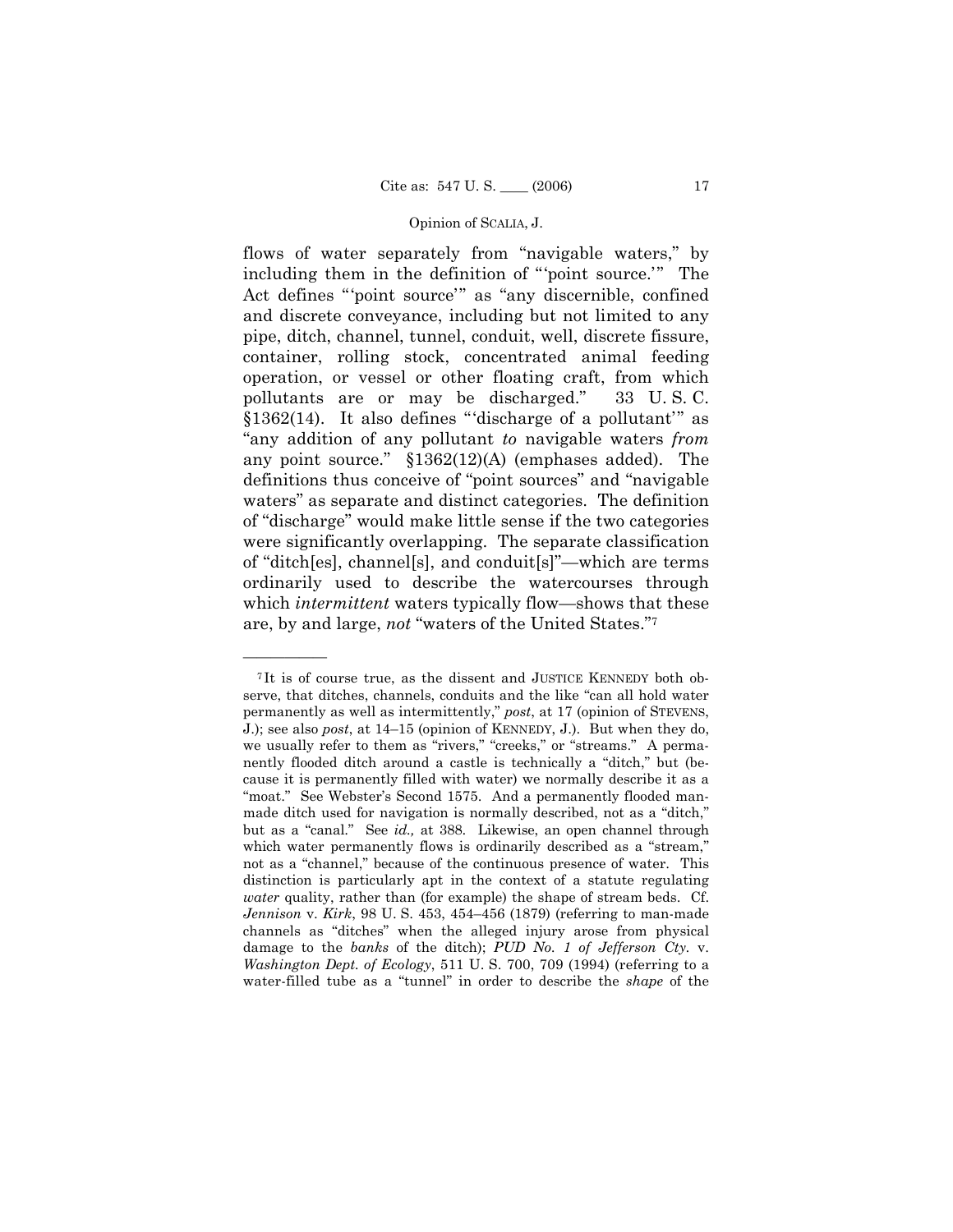flows of water separately from "navigable waters," by including them in the definition of "'point source.'" The Act defines "'point source'" as "any discernible, confined and discrete conveyance, including but not limited to any pipe, ditch, channel, tunnel, conduit, well, discrete fissure, container, rolling stock, concentrated animal feeding operation, or vessel or other floating craft, from which pollutants are or may be discharged." 33 U. S. C. §1362(14). It also defines "'discharge of a pollutant'" as "any addition of any pollutant *to* navigable waters *from* any point source." §1362(12)(A) (emphases added). The definitions thus conceive of "point sources" and "navigable waters" as separate and distinct categories. The definition of "discharge" would make little sense if the two categories were significantly overlapping. The separate classification of "ditch[es], channel[s], and conduit[s]"—which are terms ordinarily used to describe the watercourses through which *intermittent* waters typically flow—shows that these are, by and large, *not* "waters of the United States."[7]

---

[7] It is of course true, as the dissent and JUSTICE KENNEDY both observe, that ditches, channels, conduits and the like "can all hold water permanently as well as intermittently," *post*, at 17 (opinion of STEVENS, J.); see also *post*, at 14–15 (opinion of KENNEDY, J.). But when they do, we usually refer to them as "rivers," "creeks," or "streams." A permanently flooded ditch around a castle is technically a "ditch," but (because it is permanently filled with water) we normally describe it as a "moat." See Webster's Second 1575. And a permanently flooded man-made ditch used for navigation is normally described, not as a "ditch," but as a "canal." See *id.,* at 388. Likewise, an open channel through which water permanently flows is ordinarily described as a "stream," not as a "channel," because of the continuous presence of water. This distinction is particularly apt in the context of a statute regulating *water* quality, rather than (for example) the shape of stream beds. Cf. *Jennison* v. *Kirk*, 98 U. S. 453, 454–456 (1879) (referring to man-made channels as "ditches" when the alleged injury arose from physical damage to the *banks* of the ditch); *PUD No. 1 of Jefferson Cty.* v. *Washington Dept. of Ecology*, 511 U. S. 700, 709 (1994) (referring to a water-filled tube as a "tunnel" in order to describe the *shape* of the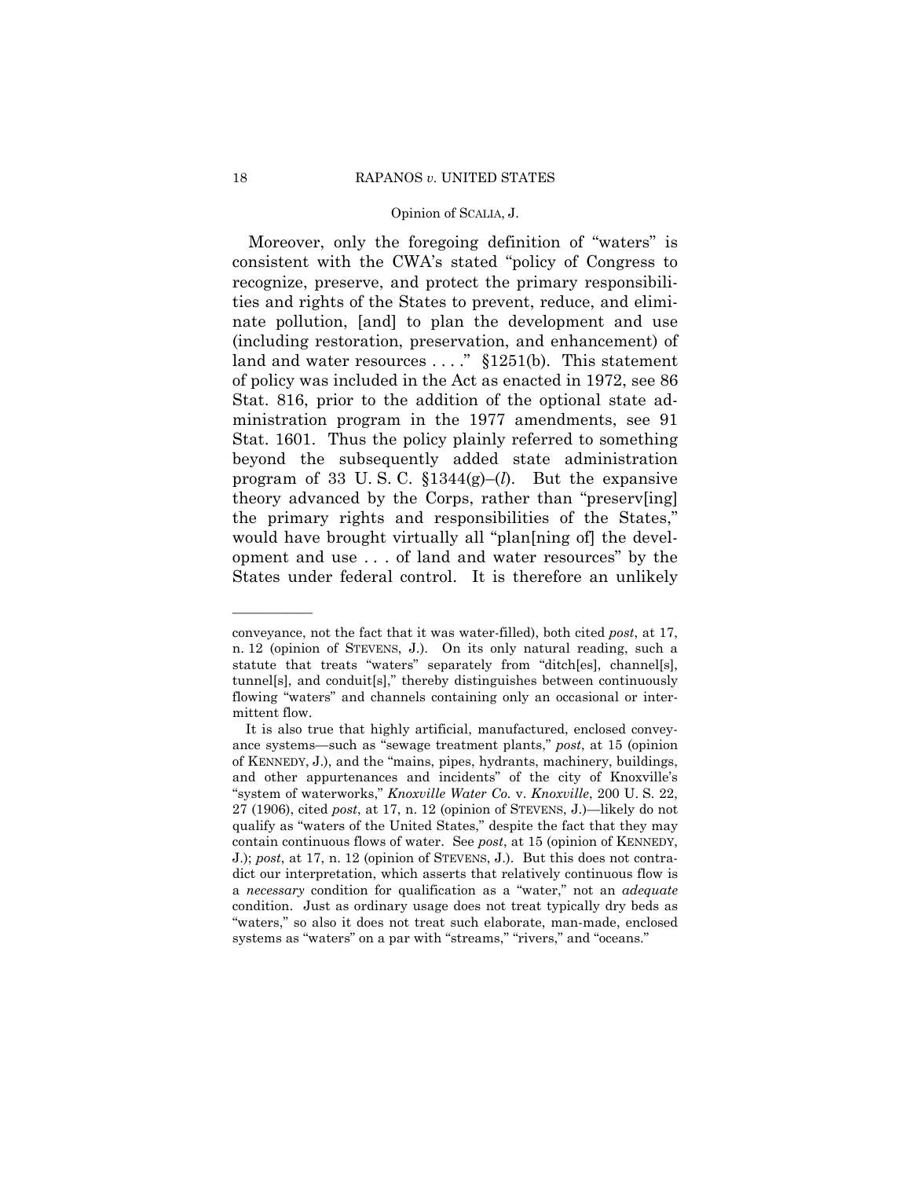Moreover, only the foregoing definition of "waters" is consistent with the CWA's stated "policy of Congress to recognize, preserve, and protect the primary responsibilities and rights of the States to prevent, reduce, and eliminate pollution, [and] to plan the development and use (including restoration, preservation, and enhancement) of land and water resources . . . ." §1251(b). This statement of policy was included in the Act as enacted in 1972, see 86 Stat. 816, prior to the addition of the optional state administration program in the 1977 amendments, see 91 Stat. 1601. Thus the policy plainly referred to something beyond the subsequently added state administration program of 33 U. S. C. §1344(g)–(*l*). But the expansive theory advanced by the Corps, rather than "preserv[ing] the primary rights and responsibilities of the States," would have brought virtually all "plan[ning of] the development and use . . . of land and water resources" by the States under federal control. It is therefore an unlikely

---

conveyance, not the fact that it was water-filled), both cited *post*, at 17, n. 12 (opinion of STEVENS, J.). On its only natural reading, such a statute that treats "waters" separately from "ditch[es], channel[s], tunnel[s], and conduit[s]," thereby distinguishes between continuously flowing "waters" and channels containing only an occasional or intermittent flow.

It is also true that highly artificial, manufactured, enclosed conveyance systems—such as "sewage treatment plants," *post*, at 15 (opinion of KENNEDY, J.), and the "mains, pipes, hydrants, machinery, buildings, and other appurtenances and incidents" of the city of Knoxville's "system of waterworks," *Knoxville Water Co.* v. *Knoxville*, 200 U. S. 22, 27 (1906), cited *post*, at 17, n. 12 (opinion of STEVENS, J.)—likely do not qualify as "waters of the United States," despite the fact that they may contain continuous flows of water. See *post*, at 15 (opinion of KENNEDY, J.); *post*, at 17, n. 12 (opinion of STEVENS, J.). But this does not contradict our interpretation, which asserts that relatively continuous flow is a *necessary* condition for qualification as a "water," not an *adequate* condition. Just as ordinary usage does not treat typically dry beds as "waters," so also it does not treat such elaborate, man-made, enclosed systems as "waters" on a par with "streams," "rivers," and "oceans."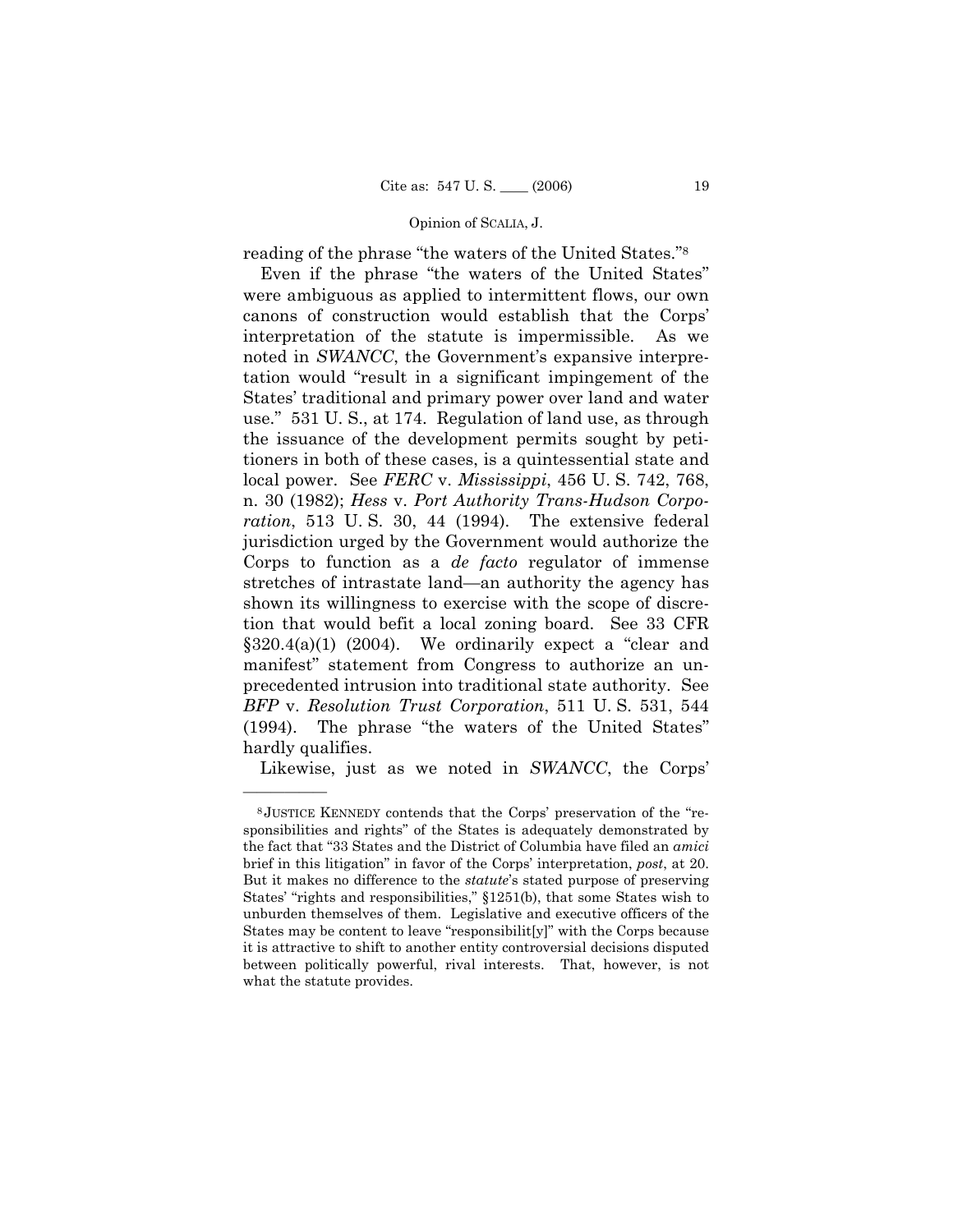reading of the phrase "the waters of the United States."[8]

Even if the phrase "the waters of the United States" were ambiguous as applied to intermittent flows, our own canons of construction would establish that the Corps' interpretation of the statute is impermissible. As we noted in *SWANCC*, the Government's expansive interpretation would "result in a significant impingement of the States' traditional and primary power over land and water use." 531 U. S., at 174. Regulation of land use, as through the issuance of the development permits sought by petitioners in both of these cases, is a quintessential state and local power. See *FERC* v. *Mississippi*, 456 U. S. 742, 768, n. 30 (1982); *Hess* v. *Port Authority Trans-Hudson Corporation*, 513 U. S. 30, 44 (1994). The extensive federal jurisdiction urged by the Government would authorize the Corps to function as a *de facto* regulator of immense stretches of intrastate land—an authority the agency has shown its willingness to exercise with the scope of discretion that would befit a local zoning board. See 33 CFR §320.4(a)(1) (2004). We ordinarily expect a "clear and manifest" statement from Congress to authorize an unprecedented intrusion into traditional state authority. See *BFP* v. *Resolution Trust Corporation*, 511 U. S. 531, 544 (1994). The phrase "the waters of the United States" hardly qualifies.

Likewise, just as we noted in *SWANCC*, the Corps'

---

[8] JUSTICE KENNEDY contends that the Corps' preservation of the "responsibilities and rights" of the States is adequately demonstrated by the fact that "33 States and the District of Columbia have filed an *amici* brief in this litigation" in favor of the Corps' interpretation, *post*, at 20. But it makes no difference to the *statute*'s stated purpose of preserving States' "rights and responsibilities," §1251(b), that some States wish to unburden themselves of them. Legislative and executive officers of the States may be content to leave "responsibilit[y]" with the Corps because it is attractive to shift to another entity controversial decisions disputed between politically powerful, rival interests. That, however, is not what the statute provides.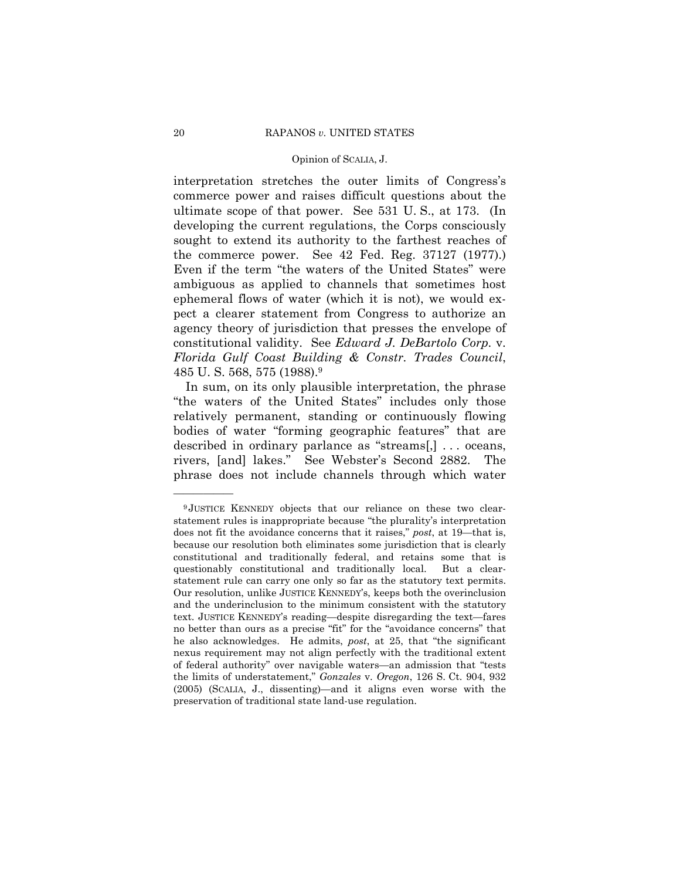interpretation stretches the outer limits of Congress's commerce power and raises difficult questions about the ultimate scope of that power. See 531 U. S., at 173. (In developing the current regulations, the Corps consciously sought to extend its authority to the farthest reaches of the commerce power. See 42 Fed. Reg. 37127 (1977).) Even if the term "the waters of the United States" were ambiguous as applied to channels that sometimes host ephemeral flows of water (which it is not), we would expect a clearer statement from Congress to authorize an agency theory of jurisdiction that presses the envelope of constitutional validity. See *Edward J. DeBartolo Corp.* v. *Florida Gulf Coast Building & Constr. Trades Council*, 485 U. S. 568, 575 (1988).[9]

In sum, on its only plausible interpretation, the phrase "the waters of the United States" includes only those relatively permanent, standing or continuously flowing bodies of water "forming geographic features" that are described in ordinary parlance as "streams[,] . . . oceans, rivers, [and] lakes." See Webster's Second 2882. The phrase does not include channels through which water

---

[9] JUSTICE KENNEDY objects that our reliance on these two clear-statement rules is inappropriate because "the plurality's interpretation does not fit the avoidance concerns that it raises," *post*, at 19—that is, because our resolution both eliminates some jurisdiction that is clearly constitutional and traditionally federal, and retains some that is questionably constitutional and traditionally local. But a clear-statement rule can carry one only so far as the statutory text permits. Our resolution, unlike JUSTICE KENNEDY's, keeps both the overinclusion and the underinclusion to the minimum consistent with the statutory text. JUSTICE KENNEDY's reading—despite disregarding the text—fares no better than ours as a precise "fit" for the "avoidance concerns" that he also acknowledges. He admits, *post*, at 25, that "the significant nexus requirement may not align perfectly with the traditional extent of federal authority" over navigable waters—an admission that "tests the limits of understatement," *Gonzales* v. *Oregon*, 126 S. Ct. 904, 932 (2005) (SCALIA, J., dissenting)—and it aligns even worse with the preservation of traditional state land-use regulation.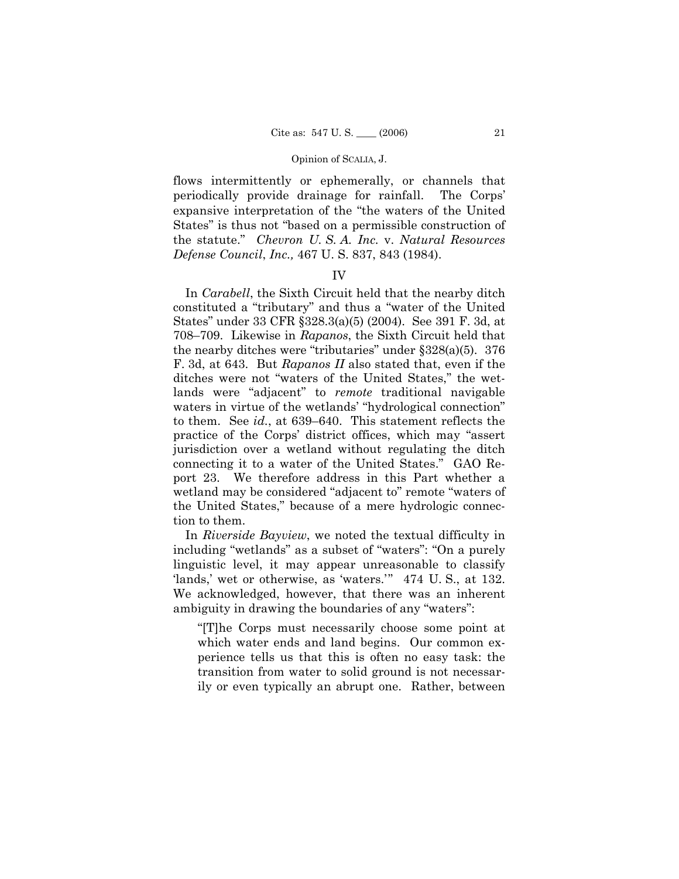flows intermittently or ephemerally, or channels that periodically provide drainage for rainfall. The Corps' expansive interpretation of the "the waters of the United States" is thus not "based on a permissible construction of the statute." *Chevron U. S. A. Inc.* v. *Natural Resources Defense Council*, *Inc.,* 467 U. S. 837, 843 (1984).

## IV

In *Carabell*, the Sixth Circuit held that the nearby ditch constituted a "tributary" and thus a "water of the United States" under 33 CFR §328.3(a)(5) (2004). See 391 F. 3d, at 708–709. Likewise in *Rapanos*, the Sixth Circuit held that the nearby ditches were "tributaries" under §328(a)(5). 376 F. 3d, at 643. But *Rapanos II* also stated that, even if the ditches were not "waters of the United States," the wetlands were "adjacent" to *remote* traditional navigable waters in virtue of the wetlands' "hydrological connection" to them. See *id.*, at 639–640. This statement reflects the practice of the Corps' district offices, which may "assert jurisdiction over a wetland without regulating the ditch connecting it to a water of the United States." GAO Report 23. We therefore address in this Part whether a wetland may be considered "adjacent to" remote "waters of the United States," because of a mere hydrologic connection to them.

In *Riverside Bayview*, we noted the textual difficulty in including "wetlands" as a subset of "waters": "On a purely linguistic level, it may appear unreasonable to classify 'lands,' wet or otherwise, as 'waters.'" 474 U. S., at 132. We acknowledged, however, that there was an inherent ambiguity in drawing the boundaries of any "waters":

> "[T]he Corps must necessarily choose some point at which water ends and land begins. Our common experience tells us that this is often no easy task: the transition from water to solid ground is not necessarily or even typically an abrupt one. Rather, between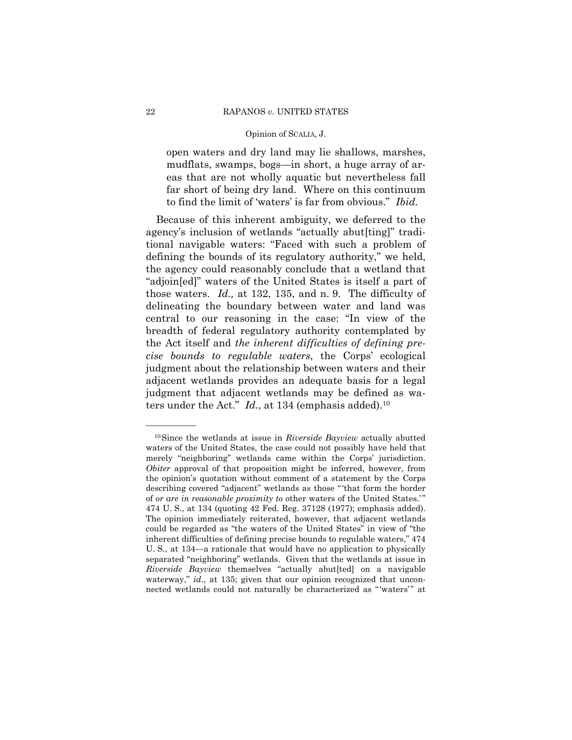> open waters and dry land may lie shallows, marshes, mudflats, swamps, bogs—in short, a huge array of areas that are not wholly aquatic but nevertheless fall far short of being dry land. Where on this continuum to find the limit of 'waters' is far from obvious." *Ibid.*

Because of this inherent ambiguity, we deferred to the agency's inclusion of wetlands "actually abut[ting]" traditional navigable waters: "Faced with such a problem of defining the bounds of its regulatory authority," we held, the agency could reasonably conclude that a wetland that "adjoin[ed]" waters of the United States is itself a part of those waters. *Id.,* at 132, 135, and n. 9. The difficulty of delineating the boundary between water and land was central to our reasoning in the case: "In view of the breadth of federal regulatory authority contemplated by the Act itself and *the inherent difficulties of defining precise bounds to regulable waters*, the Corps' ecological judgment about the relationship between waters and their adjacent wetlands provides an adequate basis for a legal judgment that adjacent wetlands may be defined as waters under the Act." *Id.*, at 134 (emphasis added).[10]

---

[10] Since the wetlands at issue in *Riverside Bayview* actually abutted waters of the United States, the case could not possibly have held that merely "neighboring" wetlands came within the Corps' jurisdiction. *Obiter* approval of that proposition might be inferred, however, from the opinion's quotation without comment of a statement by the Corps describing covered "adjacent" wetlands as those "'that form the border of *or are in reasonable proximity to* other waters of the United States.'" 474 U. S., at 134 (quoting 42 Fed. Reg. 37128 (1977); emphasis added). The opinion immediately reiterated, however, that adjacent wetlands could be regarded as "the waters of the United States" in view of "the inherent difficulties of defining precise bounds to regulable waters," 474 U. S., at 134—a rationale that would have no application to physically separated "neighboring" wetlands. Given that the wetlands at issue in *Riverside Bayview* themselves "actually abut[ted] on a navigable waterway," *id.*, at 135; given that our opinion recognized that unconnected wetlands could not naturally be characterized as "'waters'" at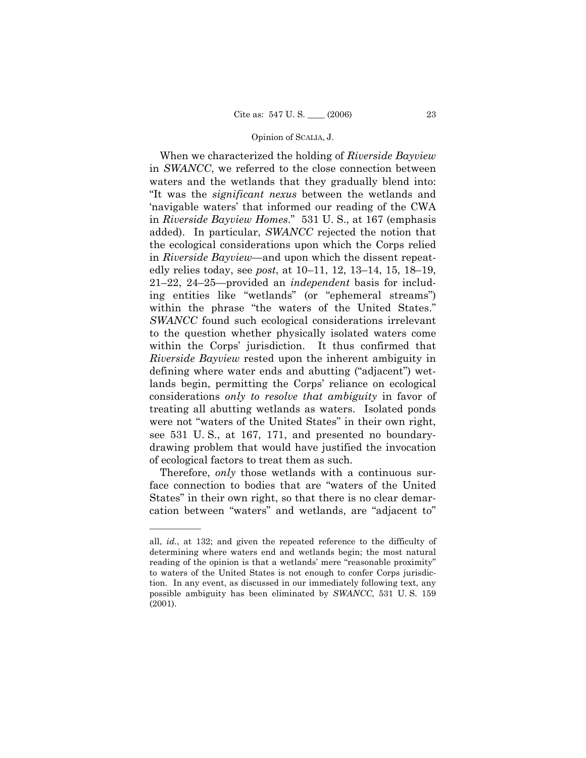When we characterized the holding of *Riverside Bayview* in *SWANCC*, we referred to the close connection between waters and the wetlands that they gradually blend into: "It was the *significant nexus* between the wetlands and 'navigable waters' that informed our reading of the CWA in *Riverside Bayview Homes*." 531 U. S., at 167 (emphasis added). In particular, *SWANCC* rejected the notion that the ecological considerations upon which the Corps relied in *Riverside Bayview*—and upon which the dissent repeatedly relies today, see *post*, at 10–11, 12, 13–14, 15, 18–19, 21–22, 24–25—provided an *independent* basis for including entities like "wetlands" (or "ephemeral streams") within the phrase "the waters of the United States." *SWANCC* found such ecological considerations irrelevant to the question whether physically isolated waters come within the Corps' jurisdiction. It thus confirmed that *Riverside Bayview* rested upon the inherent ambiguity in defining where water ends and abutting ("adjacent") wetlands begin, permitting the Corps' reliance on ecological considerations *only to resolve that ambiguity* in favor of treating all abutting wetlands as waters. Isolated ponds were not "waters of the United States" in their own right, see 531 U. S., at 167, 171, and presented no boundary-drawing problem that would have justified the invocation of ecological factors to treat them as such.

Therefore, *only* those wetlands with a continuous surface connection to bodies that are "waters of the United States" in their own right, so that there is no clear demarcation between "waters" and wetlands, are "adjacent to"

---

all, *id.*, at 132; and given the repeated reference to the difficulty of determining where waters end and wetlands begin; the most natural reading of the opinion is that a wetlands' mere "reasonable proximity" to waters of the United States is not enough to confer Corps jurisdiction. In any event, as discussed in our immediately following text, any possible ambiguity has been eliminated by *SWANCC,* 531 U. S. 159 (2001).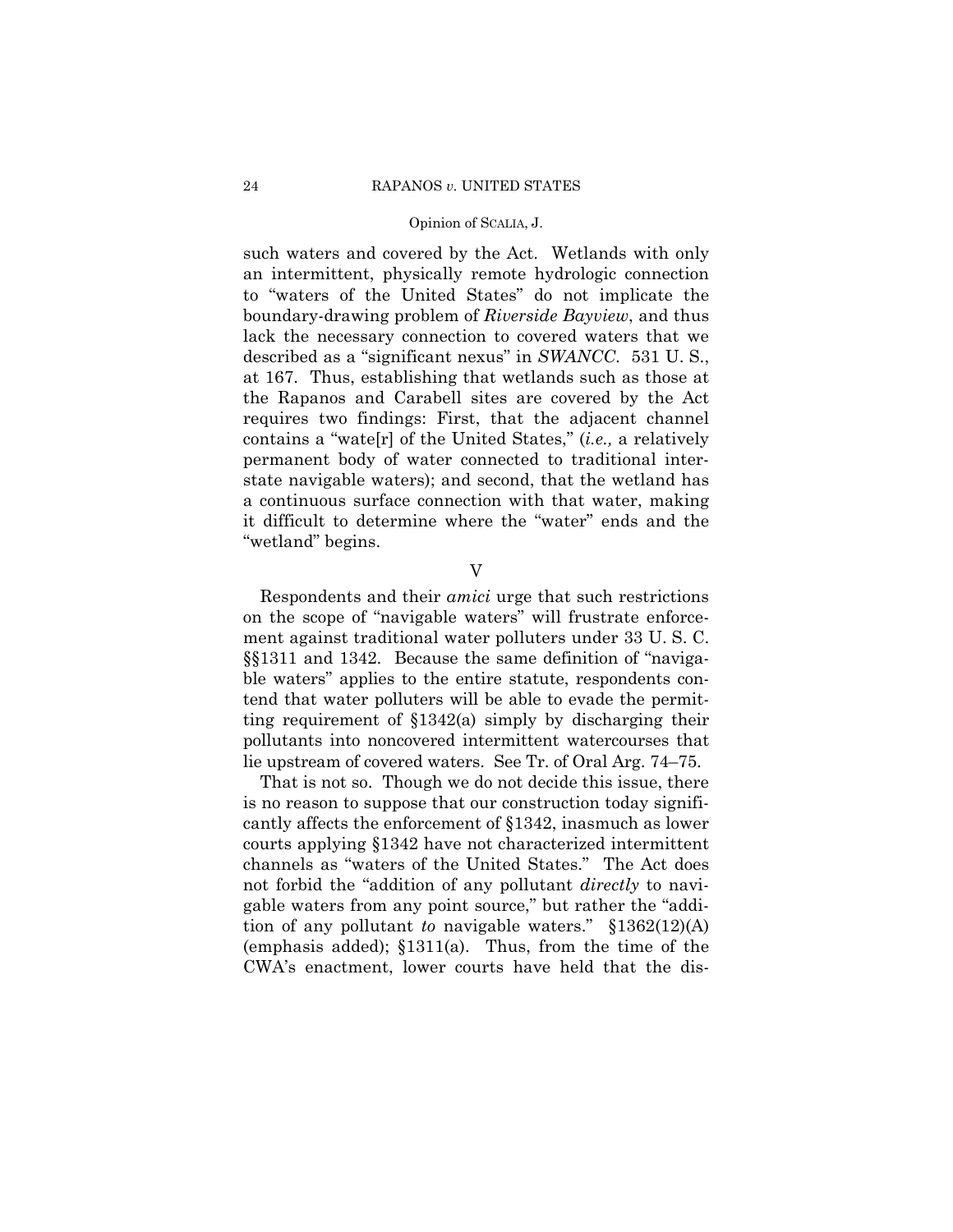such waters and covered by the Act. Wetlands with only an intermittent, physically remote hydrologic connection to "waters of the United States" do not implicate the boundary-drawing problem of *Riverside Bayview*, and thus lack the necessary connection to covered waters that we described as a "significant nexus" in *SWANCC*. 531 U. S., at 167. Thus, establishing that wetlands such as those at the Rapanos and Carabell sites are covered by the Act requires two findings: First, that the adjacent channel contains a "wate[r] of the United States," (*i.e.,* a relatively permanent body of water connected to traditional interstate navigable waters); and second, that the wetland has a continuous surface connection with that water, making it difficult to determine where the "water" ends and the "wetland" begins.

## V

Respondents and their *amici* urge that such restrictions on the scope of "navigable waters" will frustrate enforcement against traditional water polluters under 33 U. S. C. §§1311 and 1342. Because the same definition of "navigable waters" applies to the entire statute, respondents contend that water polluters will be able to evade the permitting requirement of §1342(a) simply by discharging their pollutants into noncovered intermittent watercourses that lie upstream of covered waters. See Tr. of Oral Arg. 74–75.

That is not so. Though we do not decide this issue, there is no reason to suppose that our construction today significantly affects the enforcement of §1342, inasmuch as lower courts applying §1342 have not characterized intermittent channels as "waters of the United States." The Act does not forbid the "addition of any pollutant *directly* to navigable waters from any point source," but rather the "addition of any pollutant *to* navigable waters." §1362(12)(A) (emphasis added); §1311(a). Thus, from the time of the CWA's enactment, lower courts have held that the dis-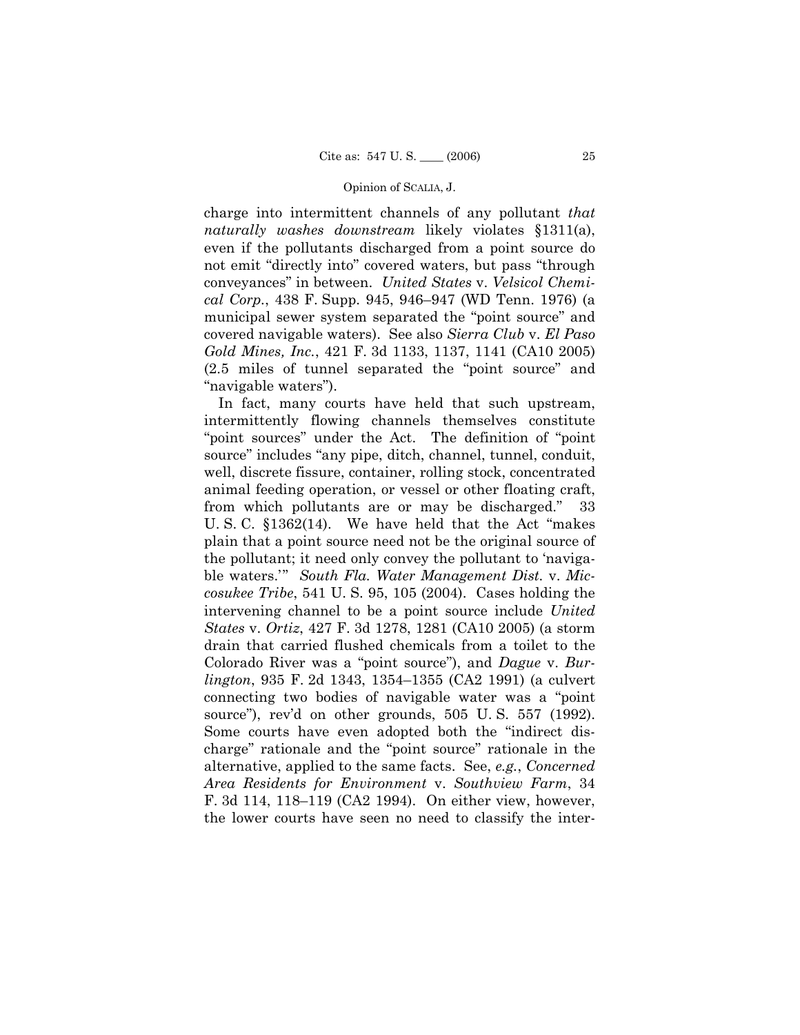charge into intermittent channels of any pollutant *that naturally washes downstream* likely violates §1311(a), even if the pollutants discharged from a point source do not emit "directly into" covered waters, but pass "through conveyances" in between. *United States* v. *Velsicol Chemical Corp.*, 438 F. Supp. 945, 946–947 (WD Tenn. 1976) (a municipal sewer system separated the "point source" and covered navigable waters). See also *Sierra Club* v. *El Paso Gold Mines, Inc.*, 421 F. 3d 1133, 1137, 1141 (CA10 2005) (2.5 miles of tunnel separated the "point source" and "navigable waters").

In fact, many courts have held that such upstream, intermittently flowing channels themselves constitute "point sources" under the Act. The definition of "point source" includes "any pipe, ditch, channel, tunnel, conduit, well, discrete fissure, container, rolling stock, concentrated animal feeding operation, or vessel or other floating craft, from which pollutants are or may be discharged." 33 U. S. C. §1362(14). We have held that the Act "makes plain that a point source need not be the original source of the pollutant; it need only convey the pollutant to 'navigable waters.'" *South Fla. Water Management Dist.* v. *Miccosukee Tribe*, 541 U. S. 95, 105 (2004). Cases holding the intervening channel to be a point source include *United States* v. *Ortiz*, 427 F. 3d 1278, 1281 (CA10 2005) (a storm drain that carried flushed chemicals from a toilet to the Colorado River was a "point source"), and *Dague* v. *Burlington*, 935 F. 2d 1343, 1354–1355 (CA2 1991) (a culvert connecting two bodies of navigable water was a "point source"), rev'd on other grounds, 505 U. S. 557 (1992). Some courts have even adopted both the "indirect discharge" rationale and the "point source" rationale in the alternative, applied to the same facts. See, *e.g.*, *Concerned Area Residents for Environment* v. *Southview Farm*, 34 F. 3d 114, 118–119 (CA2 1994). On either view, however, the lower courts have seen no need to classify the inter-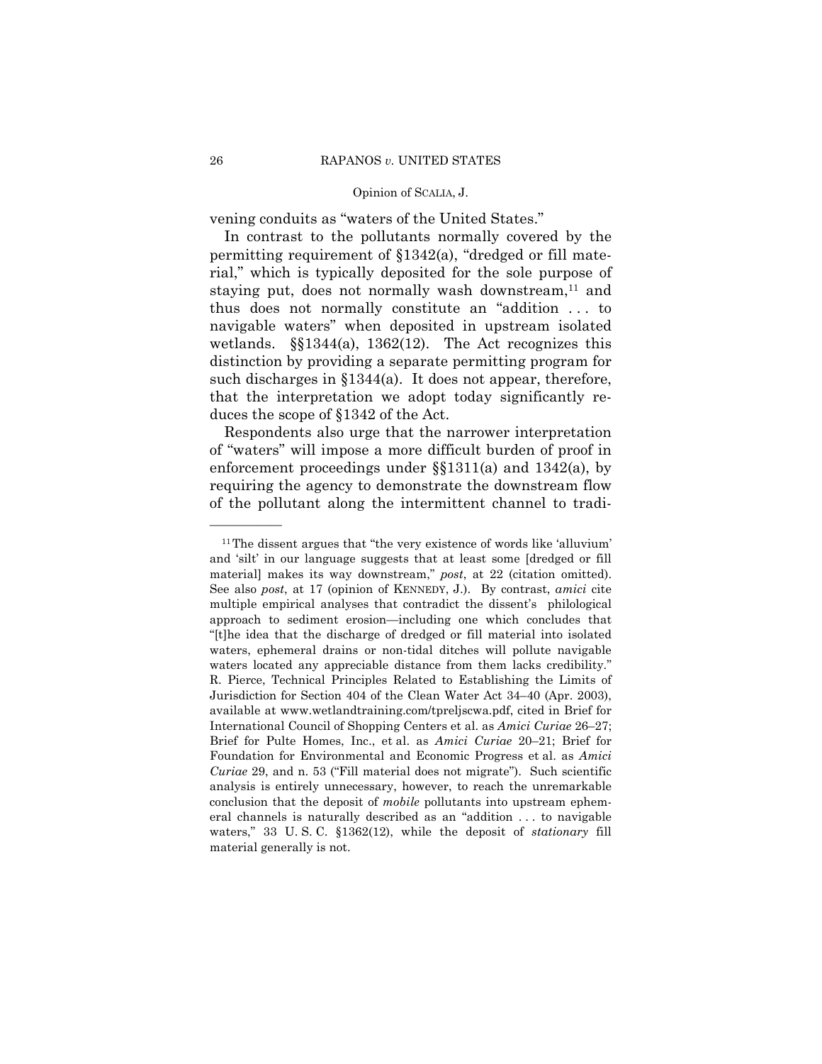vening conduits as "waters of the United States."

In contrast to the pollutants normally covered by the permitting requirement of §1342(a), "dredged or fill material," which is typically deposited for the sole purpose of staying put, does not normally wash downstream,[11] and thus does not normally constitute an "addition . . . to navigable waters" when deposited in upstream isolated wetlands. §§1344(a), 1362(12). The Act recognizes this distinction by providing a separate permitting program for such discharges in §1344(a). It does not appear, therefore, that the interpretation we adopt today significantly reduces the scope of §1342 of the Act.

Respondents also urge that the narrower interpretation of "waters" will impose a more difficult burden of proof in enforcement proceedings under §§1311(a) and 1342(a), by requiring the agency to demonstrate the downstream flow of the pollutant along the intermittent channel to tradi-

---

[11] The dissent argues that "the very existence of words like 'alluvium' and 'silt' in our language suggests that at least some [dredged or fill material] makes its way downstream," *post*, at 22 (citation omitted). See also *post*, at 17 (opinion of KENNEDY, J.). By contrast, *amici* cite multiple empirical analyses that contradict the dissent's philological approach to sediment erosion—including one which concludes that "[t]he idea that the discharge of dredged or fill material into isolated waters, ephemeral drains or non-tidal ditches will pollute navigable waters located any appreciable distance from them lacks credibility." R. Pierce, Technical Principles Related to Establishing the Limits of Jurisdiction for Section 404 of the Clean Water Act 34–40 (Apr. 2003), available at www.wetlandtraining.com/tpreljscwa.pdf, cited in Brief for International Council of Shopping Centers et al. as *Amici Curiae* 26–27; Brief for Pulte Homes, Inc., et al. as *Amici Curiae* 20–21; Brief for Foundation for Environmental and Economic Progress et al. as *Amici Curiae* 29, and n. 53 ("Fill material does not migrate"). Such scientific analysis is entirely unnecessary, however, to reach the unremarkable conclusion that the deposit of *mobile* pollutants into upstream ephemeral channels is naturally described as an "addition . . . to navigable waters," 33 U. S. C. §1362(12), while the deposit of *stationary* fill material generally is not.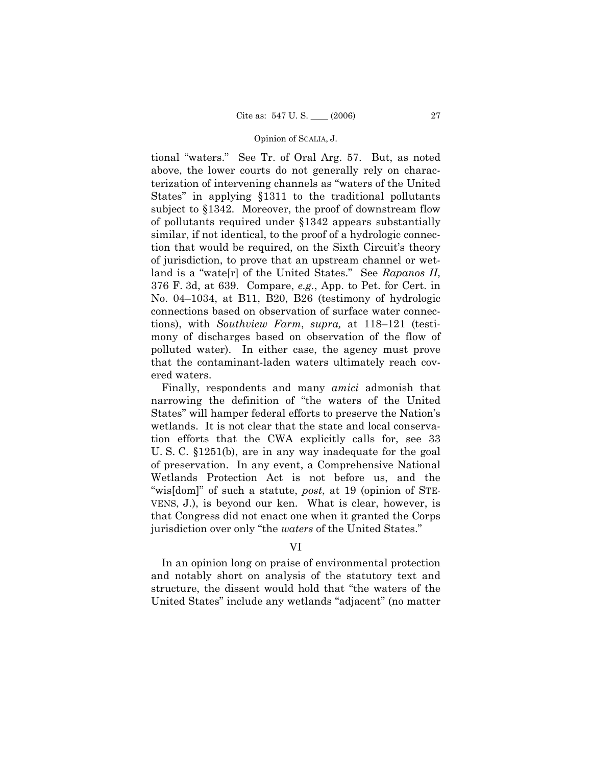tional "waters." See Tr. of Oral Arg. 57. But, as noted above, the lower courts do not generally rely on characterization of intervening channels as "waters of the United States" in applying §1311 to the traditional pollutants subject to §1342. Moreover, the proof of downstream flow of pollutants required under §1342 appears substantially similar, if not identical, to the proof of a hydrologic connection that would be required, on the Sixth Circuit's theory of jurisdiction, to prove that an upstream channel or wetland is a "wate[r] of the United States." See *Rapanos II*, 376 F. 3d, at 639. Compare, *e.g.*, App. to Pet. for Cert. in No. 04–1034, at B11, B20, B26 (testimony of hydrologic connections based on observation of surface water connections), with *Southview Farm*, *supra,* at 118–121 (testimony of discharges based on observation of the flow of polluted water). In either case, the agency must prove that the contaminant-laden waters ultimately reach covered waters.

Finally, respondents and many *amici* admonish that narrowing the definition of "the waters of the United States" will hamper federal efforts to preserve the Nation's wetlands. It is not clear that the state and local conservation efforts that the CWA explicitly calls for, see 33 U. S. C. §1251(b), are in any way inadequate for the goal of preservation. In any event, a Comprehensive National Wetlands Protection Act is not before us, and the "wis[dom]" of such a statute, *post*, at 19 (opinion of STEVENS, J.), is beyond our ken. What is clear, however, is that Congress did not enact one when it granted the Corps jurisdiction over only "the *waters* of the United States."

## VI

In an opinion long on praise of environmental protection and notably short on analysis of the statutory text and structure, the dissent would hold that "the waters of the United States" include any wetlands "adjacent" (no matter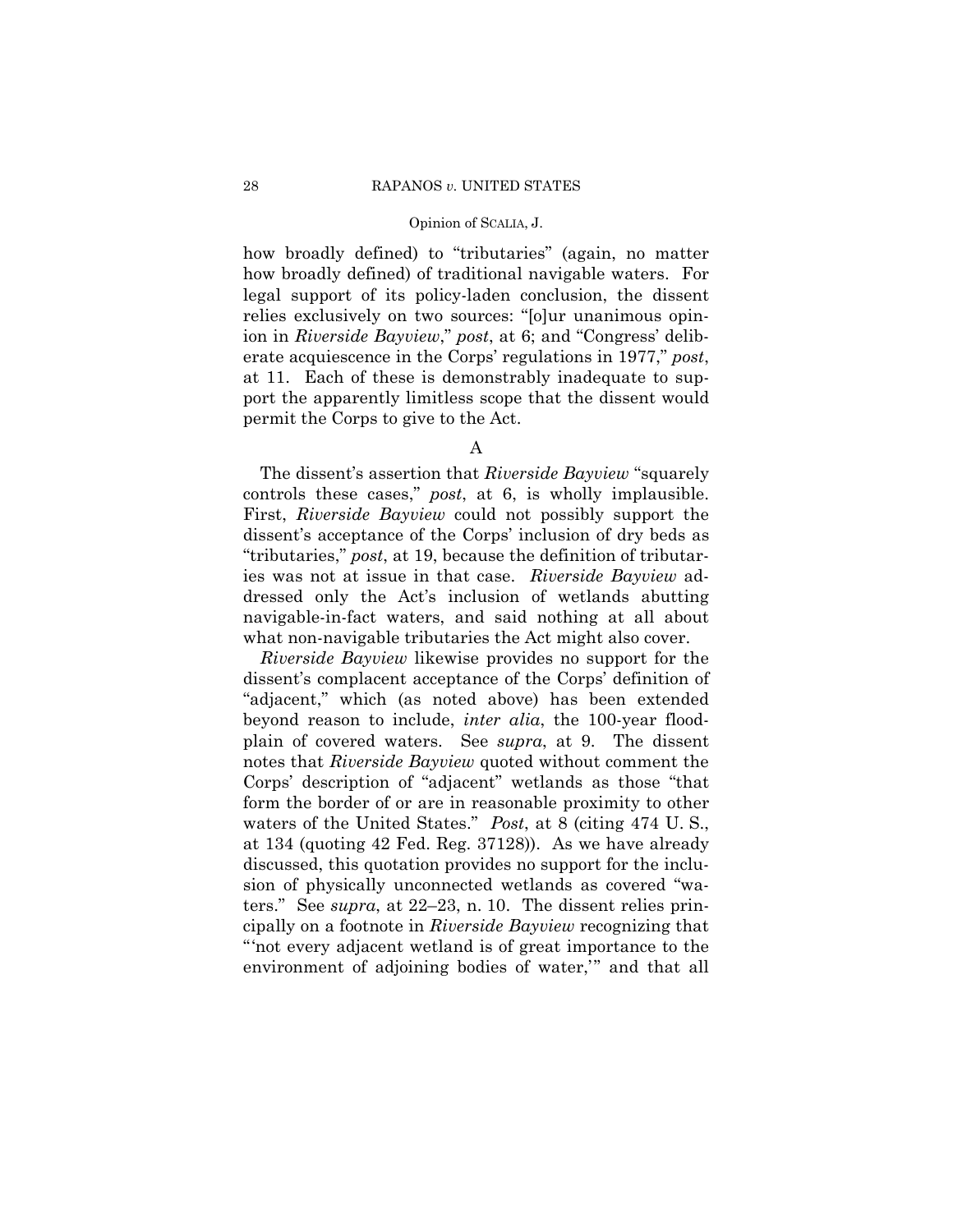how broadly defined) to "tributaries" (again, no matter how broadly defined) of traditional navigable waters. For legal support of its policy-laden conclusion, the dissent relies exclusively on two sources: "[o]ur unanimous opinion in *Riverside Bayview*," *post*, at 6; and "Congress' deliberate acquiescence in the Corps' regulations in 1977," *post*, at 11. Each of these is demonstrably inadequate to support the apparently limitless scope that the dissent would permit the Corps to give to the Act.

### A

The dissent's assertion that *Riverside Bayview* "squarely controls these cases," *post*, at 6, is wholly implausible. First, *Riverside Bayview* could not possibly support the dissent's acceptance of the Corps' inclusion of dry beds as "tributaries," *post*, at 19, because the definition of tributaries was not at issue in that case. *Riverside Bayview* addressed only the Act's inclusion of wetlands abutting navigable-in-fact waters, and said nothing at all about what non-navigable tributaries the Act might also cover.

*Riverside Bayview* likewise provides no support for the dissent's complacent acceptance of the Corps' definition of "adjacent," which (as noted above) has been extended beyond reason to include, *inter alia*, the 100-year floodplain of covered waters. See *supra*, at 9. The dissent notes that *Riverside Bayview* quoted without comment the Corps' description of "adjacent" wetlands as those "that form the border of or are in reasonable proximity to other waters of the United States." *Post*, at 8 (citing 474 U. S., at 134 (quoting 42 Fed. Reg. 37128)). As we have already discussed, this quotation provides no support for the inclusion of physically unconnected wetlands as covered "waters." See *supra*, at 22–23, n. 10. The dissent relies principally on a footnote in *Riverside Bayview* recognizing that "'not every adjacent wetland is of great importance to the environment of adjoining bodies of water,'" and that all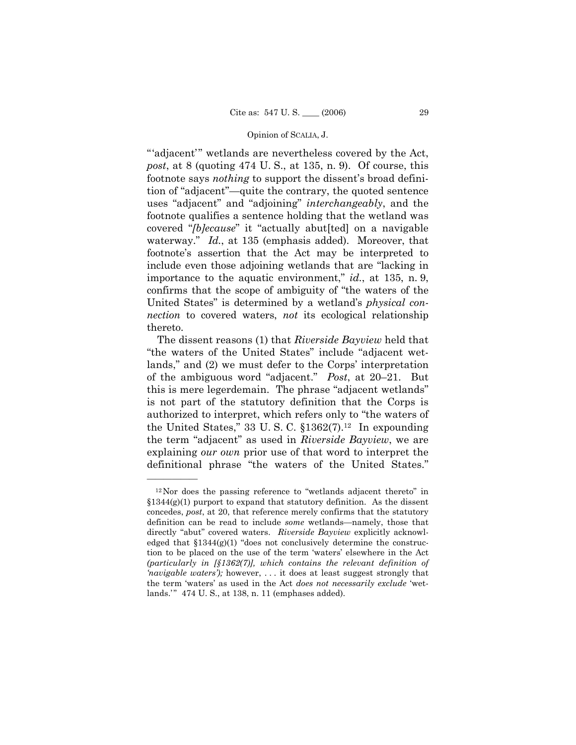"'adjacent'" wetlands are nevertheless covered by the Act, *post*, at 8 (quoting 474 U. S., at 135, n. 9). Of course, this footnote says *nothing* to support the dissent's broad definition of "adjacent"—quite the contrary, the quoted sentence uses "adjacent" and "adjoining" *interchangeably*, and the footnote qualifies a sentence holding that the wetland was covered "*[b]ecause*" it "actually abut[ted] on a navigable waterway." *Id.*, at 135 (emphasis added). Moreover, that footnote's assertion that the Act may be interpreted to include even those adjoining wetlands that are "lacking in importance to the aquatic environment," *id.*, at 135, n. 9, confirms that the scope of ambiguity of "the waters of the United States" is determined by a wetland's *physical connection* to covered waters, *not* its ecological relationship thereto.

The dissent reasons (1) that *Riverside Bayview* held that "the waters of the United States" include "adjacent wetlands," and (2) we must defer to the Corps' interpretation of the ambiguous word "adjacent." *Post*, at 20–21. But this is mere legerdemain. The phrase "adjacent wetlands" is not part of the statutory definition that the Corps is authorized to interpret, which refers only to "the waters of the United States," 33 U. S. C. §1362(7).[12] In expounding the term "adjacent" as used in *Riverside Bayview*, we are explaining *our own* prior use of that word to interpret the definitional phrase "the waters of the United States."

---

[12] Nor does the passing reference to "wetlands adjacent thereto" in §1344(g)(1) purport to expand that statutory definition. As the dissent concedes, *post*, at 20, that reference merely confirms that the statutory definition can be read to include *some* wetlands—namely, those that directly "abut" covered waters. *Riverside Bayview* explicitly acknowledged that §1344(g)(1) "does not conclusively determine the construction to be placed on the use of the term 'waters' elsewhere in the Act *(particularly in [§1362(7)], which contains the relevant definition of 'navigable waters');* however, . . . it does at least suggest strongly that the term 'waters' as used in the Act *does not necessarily exclude* 'wetlands.'" 474 U. S., at 138, n. 11 (emphases added).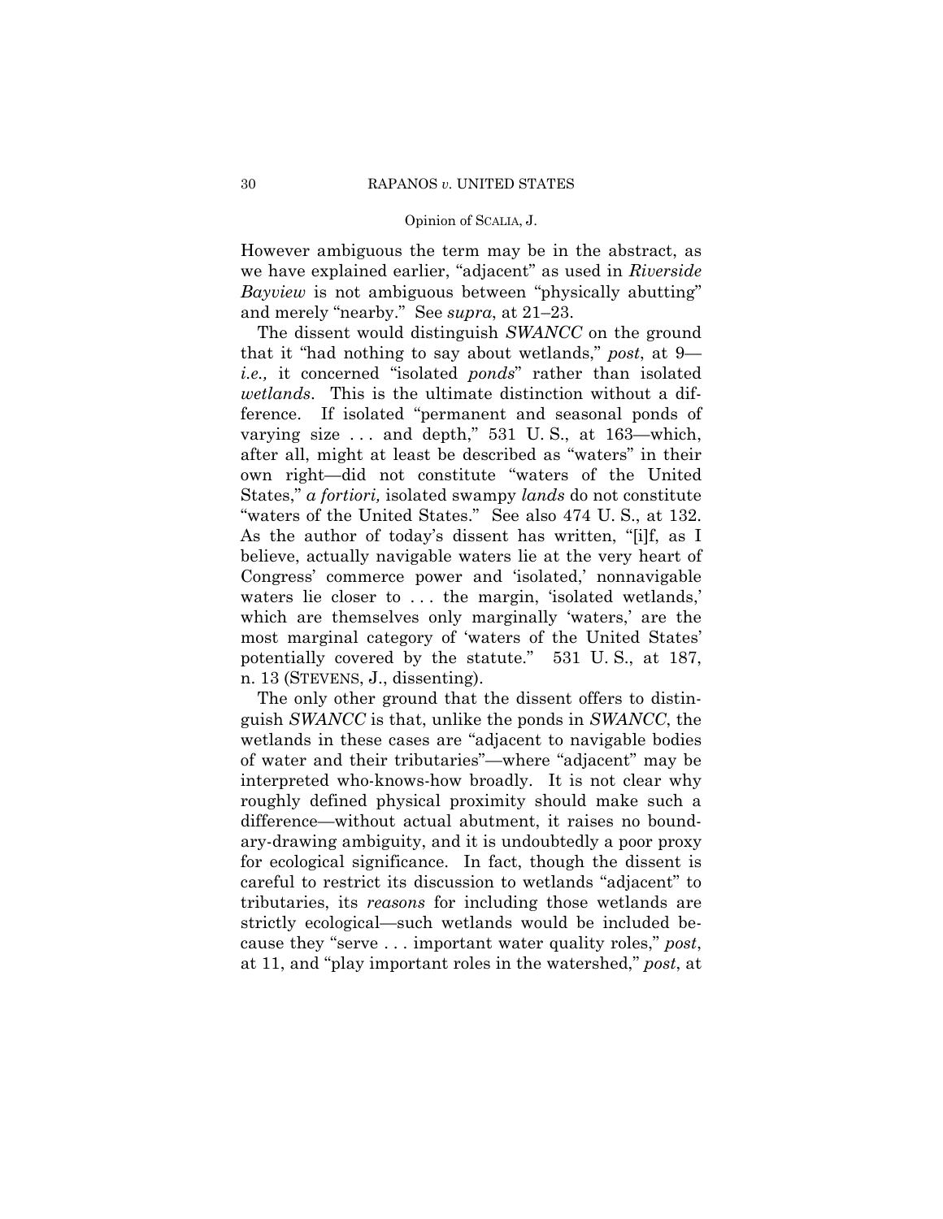However ambiguous the term may be in the abstract, as we have explained earlier, "adjacent" as used in *Riverside Bayview* is not ambiguous between "physically abutting" and merely "nearby." See *supra*, at 21–23.

The dissent would distinguish *SWANCC* on the ground that it "had nothing to say about wetlands," *post*, at 9—*i.e.,* it concerned "isolated *ponds*" rather than isolated *wetlands*. This is the ultimate distinction without a difference. If isolated "permanent and seasonal ponds of varying size . . . and depth," 531 U. S., at 163—which, after all, might at least be described as "waters" in their own right—did not constitute "waters of the United States," *a fortiori,* isolated swampy *lands* do not constitute "waters of the United States." See also 474 U. S., at 132. As the author of today's dissent has written, "[i]f, as I believe, actually navigable waters lie at the very heart of Congress' commerce power and 'isolated,' nonnavigable waters lie closer to . . . the margin, 'isolated wetlands,' which are themselves only marginally 'waters,' are the most marginal category of 'waters of the United States' potentially covered by the statute." 531 U. S., at 187, n. 13 (STEVENS, J., dissenting).

The only other ground that the dissent offers to distinguish *SWANCC* is that, unlike the ponds in *SWANCC*, the wetlands in these cases are "adjacent to navigable bodies of water and their tributaries"—where "adjacent" may be interpreted who-knows-how broadly. It is not clear why roughly defined physical proximity should make such a difference—without actual abutment, it raises no boundary-drawing ambiguity, and it is undoubtedly a poor proxy for ecological significance. In fact, though the dissent is careful to restrict its discussion to wetlands "adjacent" to tributaries, its *reasons* for including those wetlands are strictly ecological—such wetlands would be included because they "serve . . . important water quality roles," *post*, at 11, and "play important roles in the watershed," *post*, at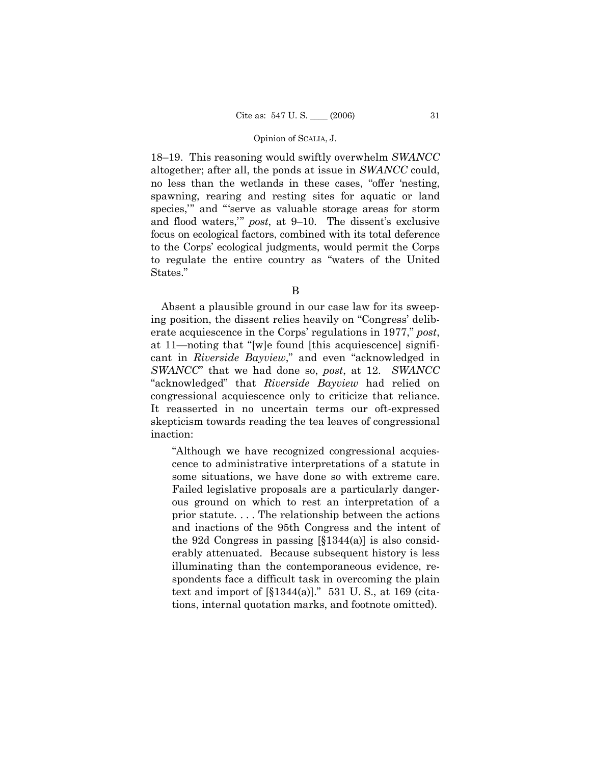18–19. This reasoning would swiftly overwhelm *SWANCC* altogether; after all, the ponds at issue in *SWANCC* could, no less than the wetlands in these cases, "offer 'nesting, spawning, rearing and resting sites for aquatic or land species,'" and "'serve as valuable storage areas for storm and flood waters,'" *post*, at 9–10. The dissent's exclusive focus on ecological factors, combined with its total deference to the Corps' ecological judgments, would permit the Corps to regulate the entire country as "waters of the United States."

B

Absent a plausible ground in our case law for its sweeping position, the dissent relies heavily on "Congress' deliberate acquiescence in the Corps' regulations in 1977," *post*, at 11—noting that "[w]e found [this acquiescence] significant in *Riverside Bayview*," and even "acknowledged in *SWANCC*" that we had done so, *post*, at 12. *SWANCC* "acknowledged" that *Riverside Bayview* had relied on congressional acquiescence only to criticize that reliance. It reasserted in no uncertain terms our oft-expressed skepticism towards reading the tea leaves of congressional inaction:

> "Although we have recognized congressional acquiescence to administrative interpretations of a statute in some situations, we have done so with extreme care. Failed legislative proposals are a particularly dangerous ground on which to rest an interpretation of a prior statute. . . . The relationship between the actions and inactions of the 95th Congress and the intent of the 92d Congress in passing [§1344(a)] is also considerably attenuated. Because subsequent history is less illuminating than the contemporaneous evidence, respondents face a difficult task in overcoming the plain text and import of [§1344(a)]." 531 U. S., at 169 (citations, internal quotation marks, and footnote omitted).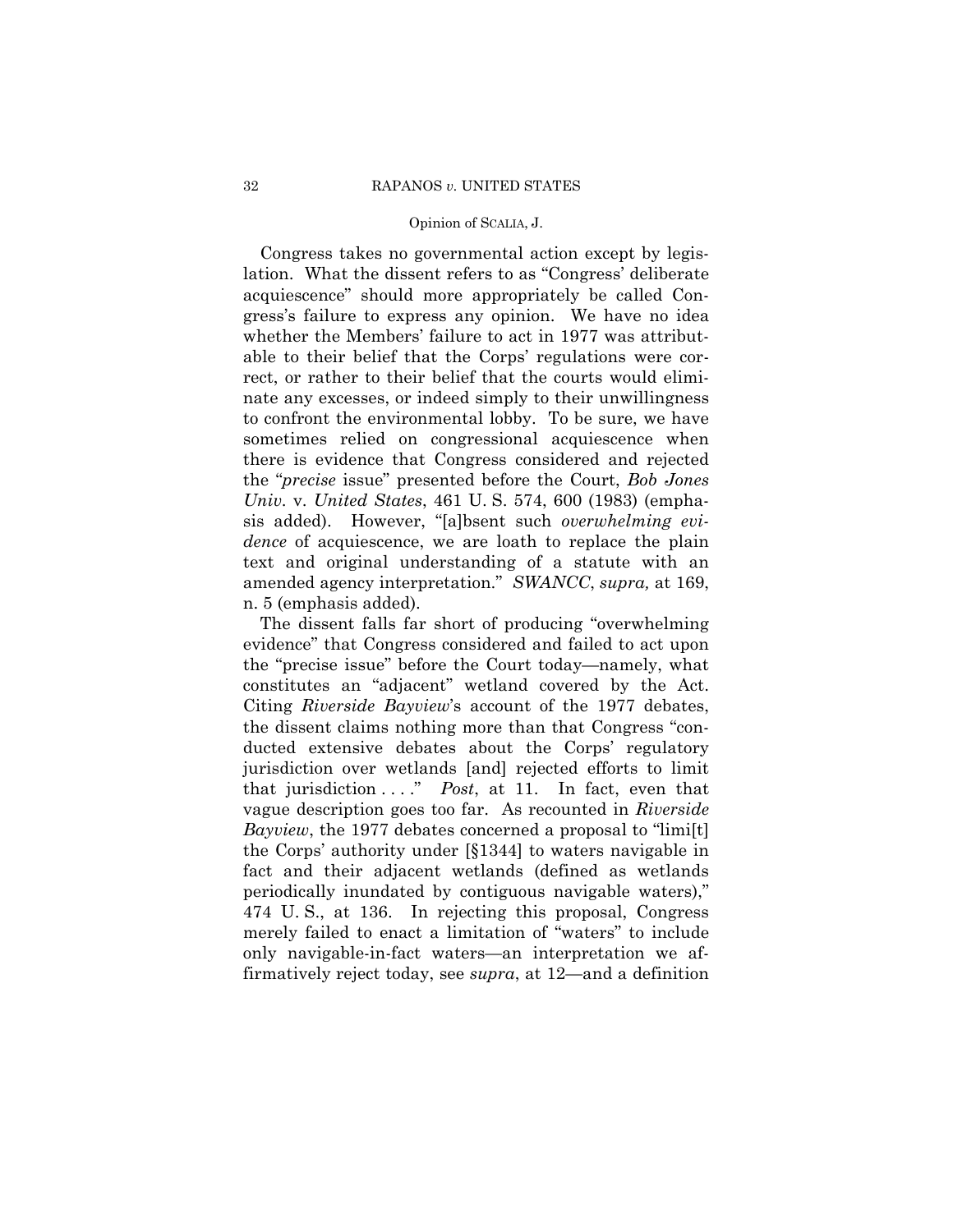Congress takes no governmental action except by legislation. What the dissent refers to as "Congress' deliberate acquiescence" should more appropriately be called Congress's failure to express any opinion. We have no idea whether the Members' failure to act in 1977 was attributable to their belief that the Corps' regulations were correct, or rather to their belief that the courts would eliminate any excesses, or indeed simply to their unwillingness to confront the environmental lobby. To be sure, we have sometimes relied on congressional acquiescence when there is evidence that Congress considered and rejected the "*precise* issue" presented before the Court, *Bob Jones Univ.* v. *United States*, 461 U. S. 574, 600 (1983) (emphasis added). However, "[a]bsent such *overwhelming evidence* of acquiescence, we are loath to replace the plain text and original understanding of a statute with an amended agency interpretation." *SWANCC*, *supra,* at 169, n. 5 (emphasis added).

The dissent falls far short of producing "overwhelming evidence" that Congress considered and failed to act upon the "precise issue" before the Court today—namely, what constitutes an "adjacent" wetland covered by the Act. Citing *Riverside Bayview*'s account of the 1977 debates, the dissent claims nothing more than that Congress "conducted extensive debates about the Corps' regulatory jurisdiction over wetlands [and] rejected efforts to limit that jurisdiction . . . ." *Post*, at 11. In fact, even that vague description goes too far. As recounted in *Riverside Bayview*, the 1977 debates concerned a proposal to "limi[t] the Corps' authority under [§1344] to waters navigable in fact and their adjacent wetlands (defined as wetlands periodically inundated by contiguous navigable waters)," 474 U. S., at 136. In rejecting this proposal, Congress merely failed to enact a limitation of "waters" to include only navigable-in-fact waters—an interpretation we affirmatively reject today, see *supra*, at 12—and a definition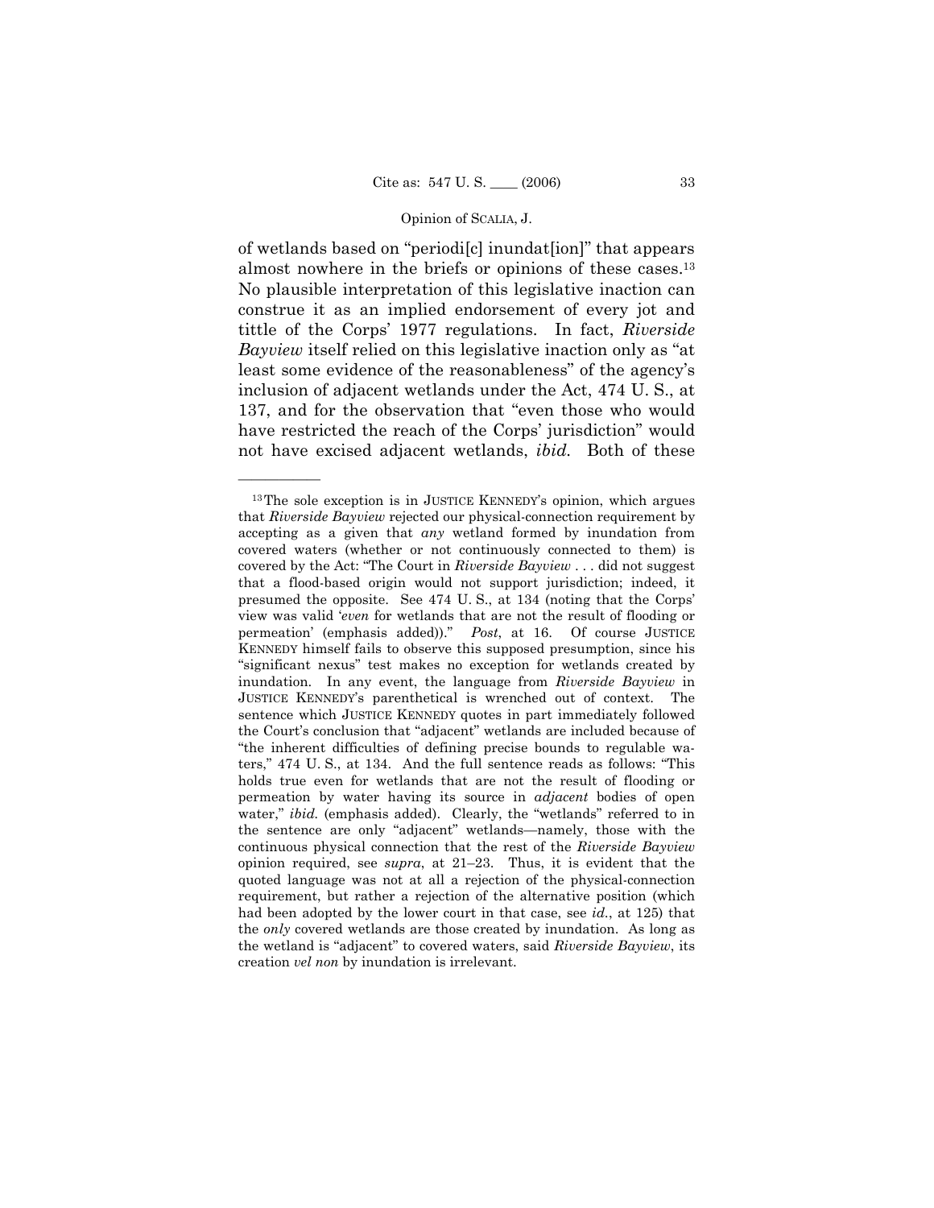of wetlands based on "periodi[c] inundat[ion]" that appears almost nowhere in the briefs or opinions of these cases.[13] No plausible interpretation of this legislative inaction can construe it as an implied endorsement of every jot and tittle of the Corps' 1977 regulations. In fact, *Riverside Bayview* itself relied on this legislative inaction only as "at least some evidence of the reasonableness" of the agency's inclusion of adjacent wetlands under the Act, 474 U. S., at 137, and for the observation that "even those who would have restricted the reach of the Corps' jurisdiction" would not have excised adjacent wetlands, *ibid.* Both of these

---

[13] The sole exception is in JUSTICE KENNEDY's opinion, which argues that *Riverside Bayview* rejected our physical-connection requirement by accepting as a given that *any* wetland formed by inundation from covered waters (whether or not continuously connected to them) is covered by the Act: "The Court in *Riverside Bayview* . . . did not suggest that a flood-based origin would not support jurisdiction; indeed, it presumed the opposite. See 474 U. S., at 134 (noting that the Corps' view was valid '*even* for wetlands that are not the result of flooding or permeation' (emphasis added))." *Post*, at 16. Of course JUSTICE KENNEDY himself fails to observe this supposed presumption, since his "significant nexus" test makes no exception for wetlands created by inundation. In any event, the language from *Riverside Bayview* in JUSTICE KENNEDY's parenthetical is wrenched out of context. The sentence which JUSTICE KENNEDY quotes in part immediately followed the Court's conclusion that "adjacent" wetlands are included because of "the inherent difficulties of defining precise bounds to regulable waters," 474 U. S., at 134. And the full sentence reads as follows: "This holds true even for wetlands that are not the result of flooding or permeation by water having its source in *adjacent* bodies of open water," *ibid.* (emphasis added). Clearly, the "wetlands" referred to in the sentence are only "adjacent" wetlands—namely, those with the continuous physical connection that the rest of the *Riverside Bayview* opinion required, see *supra*, at 21–23. Thus, it is evident that the quoted language was not at all a rejection of the physical-connection requirement, but rather a rejection of the alternative position (which had been adopted by the lower court in that case, see *id.*, at 125) that the *only* covered wetlands are those created by inundation. As long as the wetland is "adjacent" to covered waters, said *Riverside Bayview*, its creation *vel non* by inundation is irrelevant.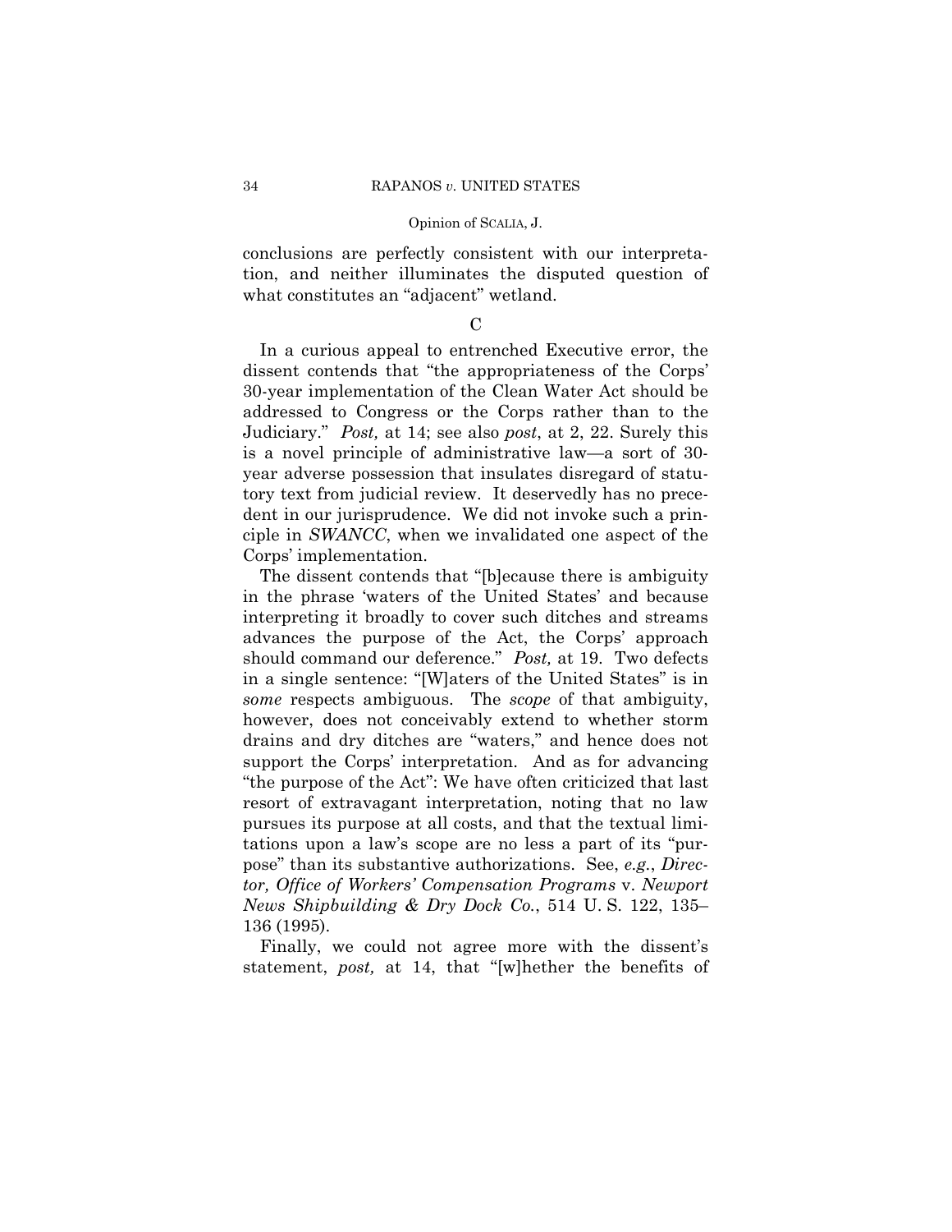conclusions are perfectly consistent with our interpretation, and neither illuminates the disputed question of what constitutes an "adjacent" wetland.

C

In a curious appeal to entrenched Executive error, the dissent contends that "the appropriateness of the Corps' 30-year implementation of the Clean Water Act should be addressed to Congress or the Corps rather than to the Judiciary." *Post,* at 14; see also *post*, at 2, 22. Surely this is a novel principle of administrative law—a sort of 30-year adverse possession that insulates disregard of statutory text from judicial review. It deservedly has no precedent in our jurisprudence. We did not invoke such a principle in *SWANCC*, when we invalidated one aspect of the Corps' implementation.

The dissent contends that "[b]ecause there is ambiguity in the phrase 'waters of the United States' and because interpreting it broadly to cover such ditches and streams advances the purpose of the Act, the Corps' approach should command our deference." *Post,* at 19. Two defects in a single sentence: "[W]aters of the United States" is in *some* respects ambiguous. The *scope* of that ambiguity, however, does not conceivably extend to whether storm drains and dry ditches are "waters," and hence does not support the Corps' interpretation. And as for advancing "the purpose of the Act": We have often criticized that last resort of extravagant interpretation, noting that no law pursues its purpose at all costs, and that the textual limitations upon a law's scope are no less a part of its "purpose" than its substantive authorizations. See, *e.g.*, *Director, Office of Workers' Compensation Programs* v. *Newport News Shipbuilding & Dry Dock Co.*, 514 U. S. 122, 135–136 (1995).

Finally, we could not agree more with the dissent's statement, *post,* at 14, that "[w]hether the benefits of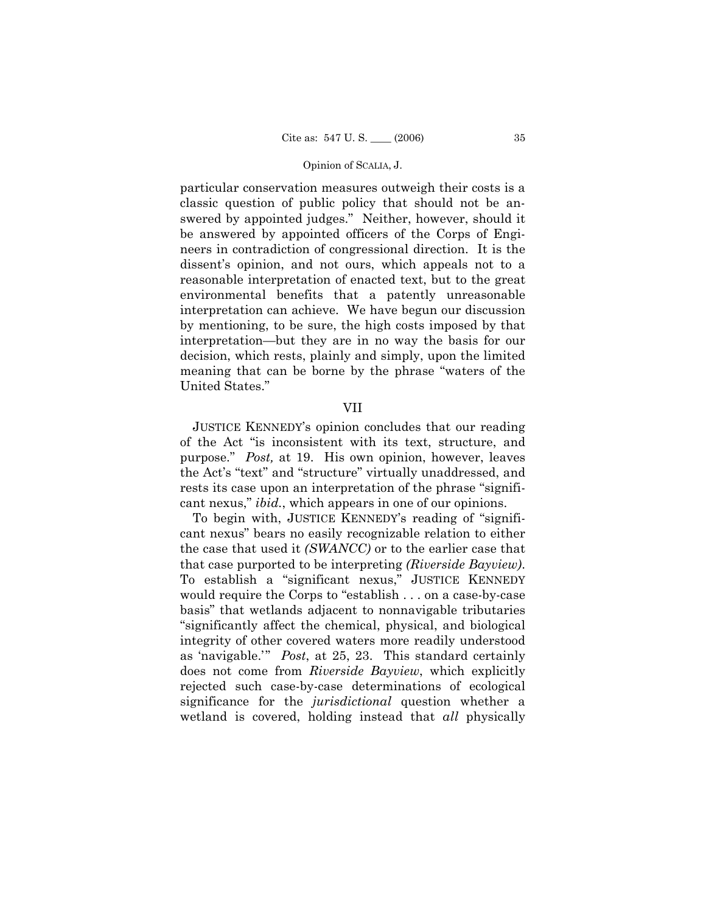particular conservation measures outweigh their costs is a classic question of public policy that should not be answered by appointed judges." Neither, however, should it be answered by appointed officers of the Corps of Engineers in contradiction of congressional direction. It is the dissent's opinion, and not ours, which appeals not to a reasonable interpretation of enacted text, but to the great environmental benefits that a patently unreasonable interpretation can achieve. We have begun our discussion by mentioning, to be sure, the high costs imposed by that interpretation—but they are in no way the basis for our decision, which rests, plainly and simply, upon the limited meaning that can be borne by the phrase "waters of the United States."

## VII

JUSTICE KENNEDY's opinion concludes that our reading of the Act "is inconsistent with its text, structure, and purpose." *Post,* at 19. His own opinion, however, leaves the Act's "text" and "structure" virtually unaddressed, and rests its case upon an interpretation of the phrase "significant nexus," *ibid.*, which appears in one of our opinions.

To begin with, JUSTICE KENNEDY's reading of "significant nexus" bears no easily recognizable relation to either the case that used it *(SWANCC)* or to the earlier case that that case purported to be interpreting *(Riverside Bayview)*. To establish a "significant nexus," JUSTICE KENNEDY would require the Corps to "establish . . . on a case-by-case basis" that wetlands adjacent to nonnavigable tributaries "significantly affect the chemical, physical, and biological integrity of other covered waters more readily understood as 'navigable.'" *Post*, at 25, 23. This standard certainly does not come from *Riverside Bayview*, which explicitly rejected such case-by-case determinations of ecological significance for the *jurisdictional* question whether a wetland is covered, holding instead that *all* physically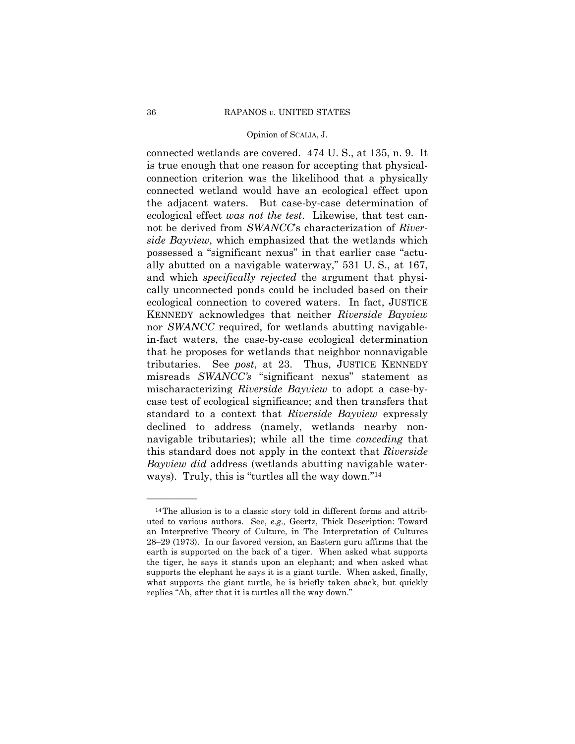connected wetlands are covered. 474 U. S., at 135, n. 9. It is true enough that one reason for accepting that physical-connection criterion was the likelihood that a physically connected wetland would have an ecological effect upon the adjacent waters. But case-by-case determination of ecological effect *was not the test*. Likewise, that test cannot be derived from *SWANCC*'s characterization of *Riverside Bayview*, which emphasized that the wetlands which possessed a "significant nexus" in that earlier case "actually abutted on a navigable waterway," 531 U. S., at 167, and which *specifically rejected* the argument that physically unconnected ponds could be included based on their ecological connection to covered waters. In fact, JUSTICE KENNEDY acknowledges that neither *Riverside Bayview* nor *SWANCC* required, for wetlands abutting navigable-in-fact waters, the case-by-case ecological determination that he proposes for wetlands that neighbor nonnavigable tributaries. See *post*, at 23. Thus, JUSTICE KENNEDY misreads *SWANCC's* "significant nexus" statement as mischaracterizing *Riverside Bayview* to adopt a case-by-case test of ecological significance; and then transfers that standard to a context that *Riverside Bayview* expressly declined to address (namely, wetlands nearby non-navigable tributaries); while all the time *conceding* that this standard does not apply in the context that *Riverside Bayview did* address (wetlands abutting navigable waterways). Truly, this is "turtles all the way down."[14]

---

[14] The allusion is to a classic story told in different forms and attributed to various authors. See, *e.g.,* Geertz, Thick Description: Toward an Interpretive Theory of Culture, in The Interpretation of Cultures 28–29 (1973). In our favored version, an Eastern guru affirms that the earth is supported on the back of a tiger. When asked what supports the tiger, he says it stands upon an elephant; and when asked what supports the elephant he says it is a giant turtle. When asked, finally, what supports the giant turtle, he is briefly taken aback, but quickly replies "Ah, after that it is turtles all the way down."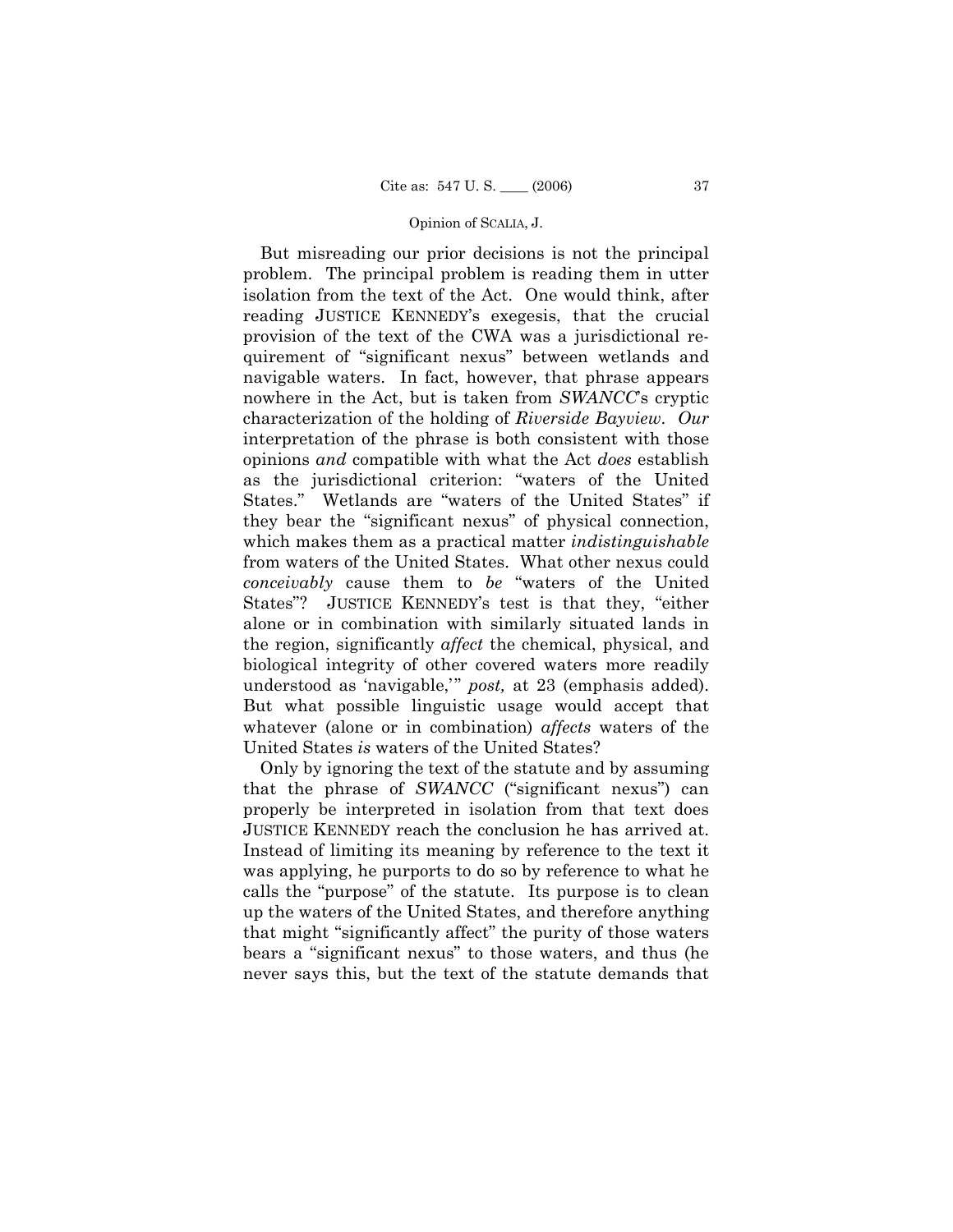But misreading our prior decisions is not the principal problem. The principal problem is reading them in utter isolation from the text of the Act. One would think, after reading JUSTICE KENNEDY's exegesis, that the crucial provision of the text of the CWA was a jurisdictional requirement of "significant nexus" between wetlands and navigable waters. In fact, however, that phrase appears nowhere in the Act, but is taken from *SWANCC*'s cryptic characterization of the holding of *Riverside Bayview*. *Our* interpretation of the phrase is both consistent with those opinions *and* compatible with what the Act *does* establish as the jurisdictional criterion: "waters of the United States." Wetlands are "waters of the United States" if they bear the "significant nexus" of physical connection, which makes them as a practical matter *indistinguishable* from waters of the United States. What other nexus could *conceivably* cause them to *be* "waters of the United States"? JUSTICE KENNEDY's test is that they, "either alone or in combination with similarly situated lands in the region, significantly *affect* the chemical, physical, and biological integrity of other covered waters more readily understood as 'navigable,'" *post,* at 23 (emphasis added). But what possible linguistic usage would accept that whatever (alone or in combination) *affects* waters of the United States *is* waters of the United States?

Only by ignoring the text of the statute and by assuming that the phrase of *SWANCC* ("significant nexus") can properly be interpreted in isolation from that text does JUSTICE KENNEDY reach the conclusion he has arrived at. Instead of limiting its meaning by reference to the text it was applying, he purports to do so by reference to what he calls the "purpose" of the statute. Its purpose is to clean up the waters of the United States, and therefore anything that might "significantly affect" the purity of those waters bears a "significant nexus" to those waters, and thus (he never says this, but the text of the statute demands that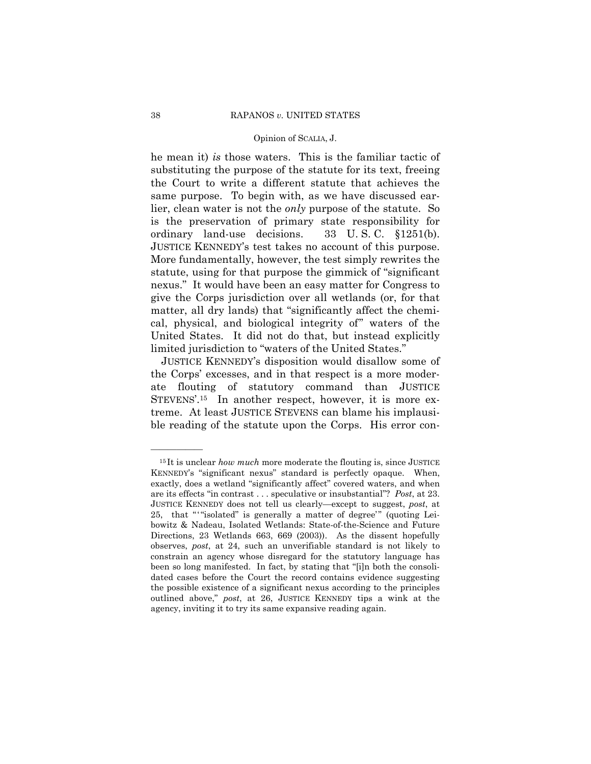he mean it) *is* those waters. This is the familiar tactic of substituting the purpose of the statute for its text, freeing the Court to write a different statute that achieves the same purpose. To begin with, as we have discussed earlier, clean water is not the *only* purpose of the statute. So is the preservation of primary state responsibility for ordinary land-use decisions. 33 U. S. C. §1251(b). JUSTICE KENNEDY's test takes no account of this purpose. More fundamentally, however, the test simply rewrites the statute, using for that purpose the gimmick of "significant nexus." It would have been an easy matter for Congress to give the Corps jurisdiction over all wetlands (or, for that matter, all dry lands) that "significantly affect the chemical, physical, and biological integrity of" waters of the United States. It did not do that, but instead explicitly limited jurisdiction to "waters of the United States."

JUSTICE KENNEDY's disposition would disallow some of the Corps' excesses, and in that respect is a more moderate flouting of statutory command than JUSTICE STEVENS'.[15] In another respect, however, it is more extreme. At least JUSTICE STEVENS can blame his implausible reading of the statute upon the Corps. His error con-

---

[15] It is unclear *how much* more moderate the flouting is, since JUSTICE KENNEDY's "significant nexus" standard is perfectly opaque. When, exactly, does a wetland "significantly affect" covered waters, and when are its effects "in contrast . . . speculative or insubstantial"? *Post*, at 23. JUSTICE KENNEDY does not tell us clearly—except to suggest, *post*, at 25, that "'"isolated" is generally a matter of degree'" (quoting Leibowitz & Nadeau, Isolated Wetlands: State-of-the-Science and Future Directions, 23 Wetlands 663, 669 (2003)). As the dissent hopefully observes, *post*, at 24, such an unverifiable standard is not likely to constrain an agency whose disregard for the statutory language has been so long manifested. In fact, by stating that "[i]n both the consolidated cases before the Court the record contains evidence suggesting the possible existence of a significant nexus according to the principles outlined above," *post*, at 26, JUSTICE KENNEDY tips a wink at the agency, inviting it to try its same expansive reading again.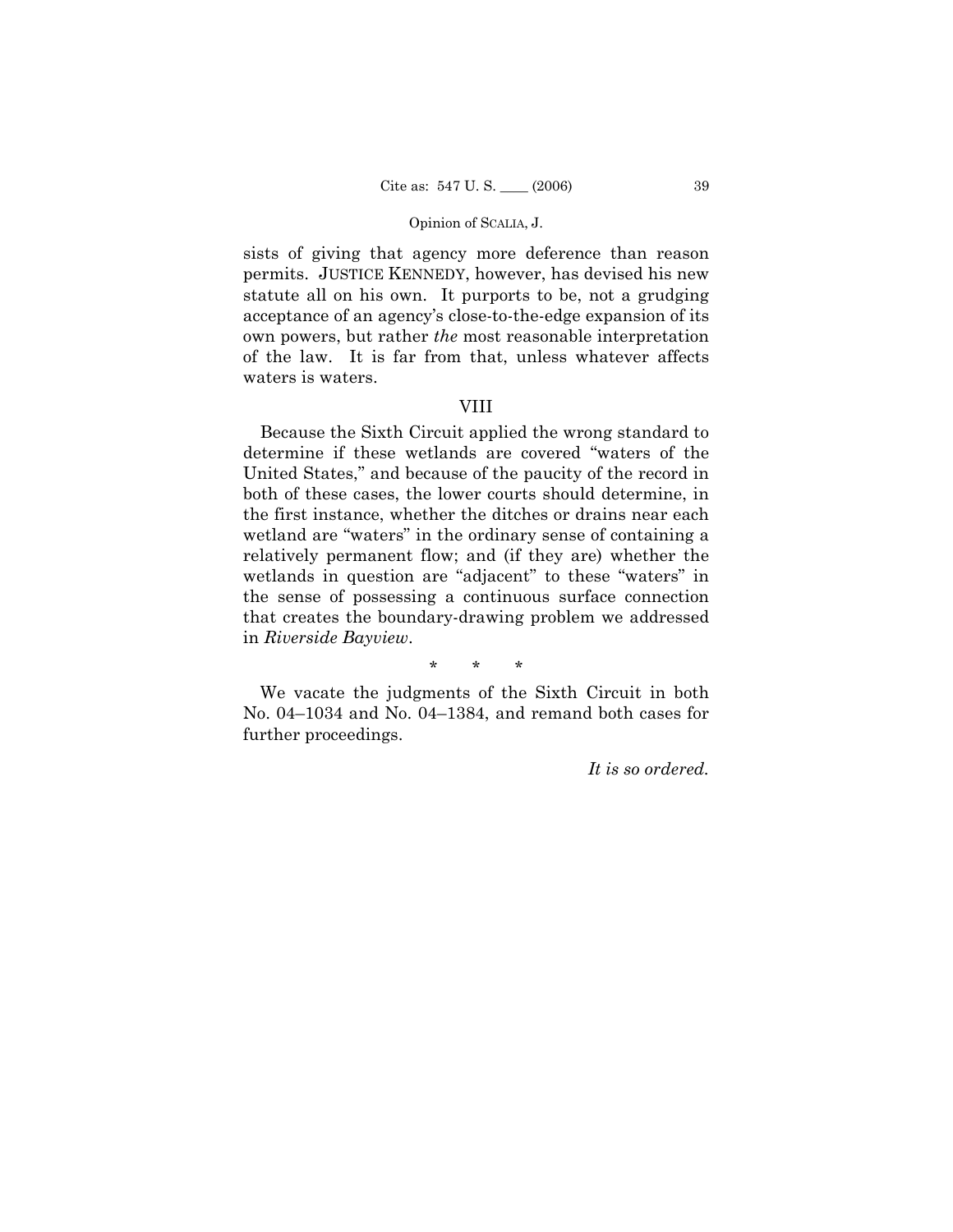sists of giving that agency more deference than reason permits. JUSTICE KENNEDY, however, has devised his new statute all on his own. It purports to be, not a grudging acceptance of an agency's close-to-the-edge expansion of its own powers, but rather *the* most reasonable interpretation of the law. It is far from that, unless whatever affects waters is waters.

## VIII

Because the Sixth Circuit applied the wrong standard to determine if these wetlands are covered "waters of the United States," and because of the paucity of the record in both of these cases, the lower courts should determine, in the first instance, whether the ditches or drains near each wetland are "waters" in the ordinary sense of containing a relatively permanent flow; and (if they are) whether the wetlands in question are "adjacent" to these "waters" in the sense of possessing a continuous surface connection that creates the boundary-drawing problem we addressed in *Riverside Bayview*.

\* \* \*

We vacate the judgments of the Sixth Circuit in both No. 04–1034 and No. 04–1384, and remand both cases for further proceedings.

*It is so ordered.*